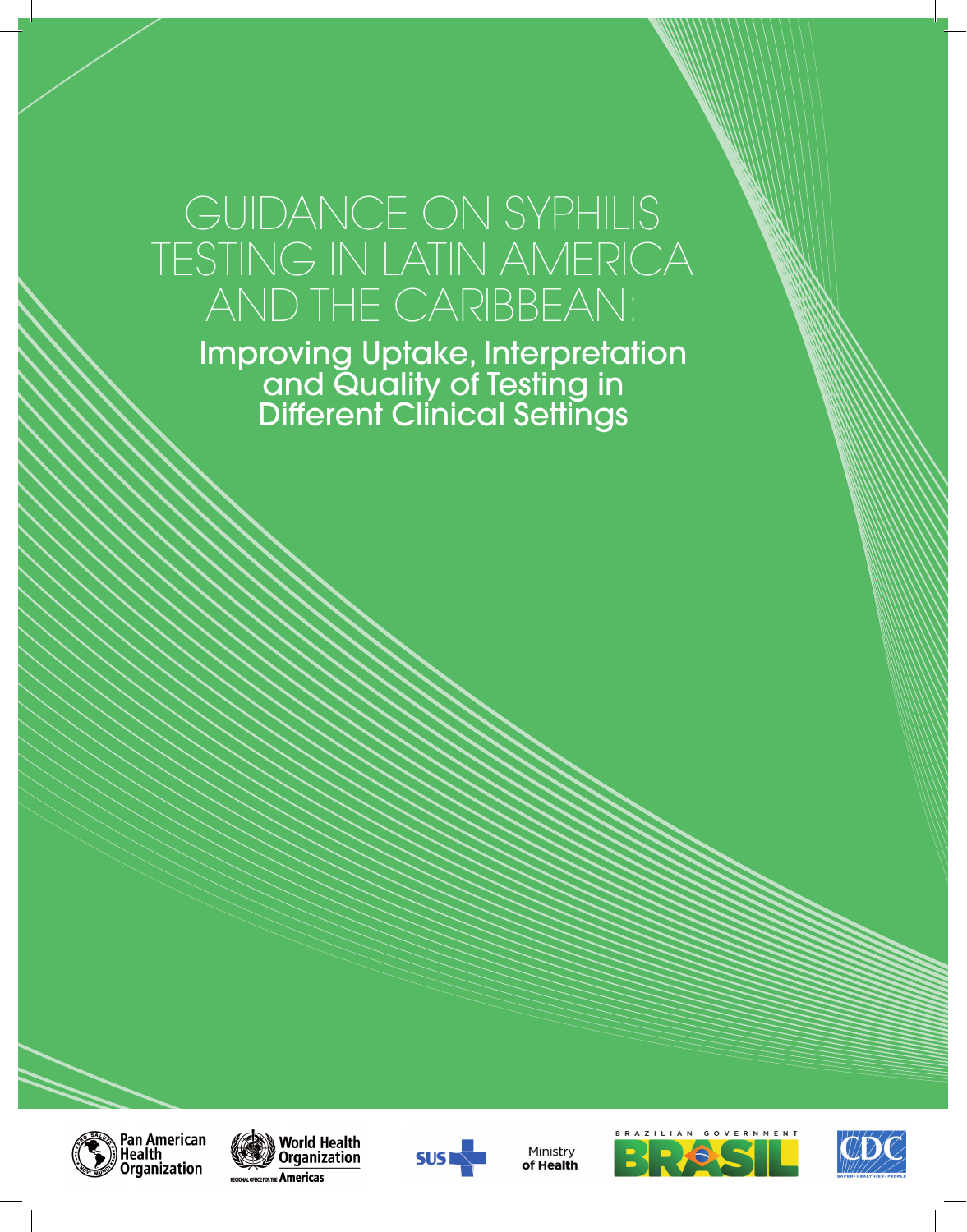# GUIDANCE ON SYPHILIS TESTING IN LATIN AMERICA AND THE CARIBBEAN:

## Improving Uptake, Interpretation and Quality of Testing in Different Clinical Settings

Pan American Health Organization

World Health Organization
REGIONAL OFFICE FOR THE Americas

SUS

Ministry of Health

BRAZILIAN GOVERNMENT
BRASIL

CDC
SAFER • HEALTHIER • PEOPLE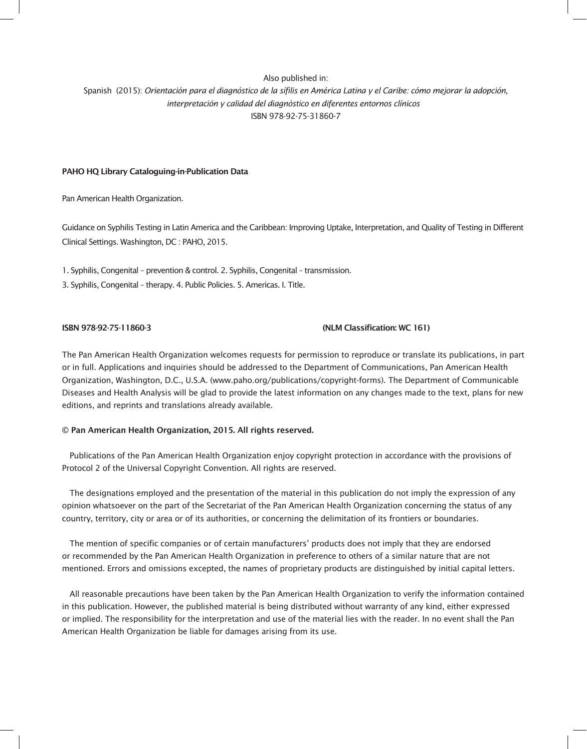Also published in:

Spanish (2015): *Orientación para el diagnóstico de la sífilis en América Latina y el Caribe: cómo mejorar la adopción, interpretación y calidad del diagnóstico en diferentes entornos clínicos*

ISBN 978-92-75-31860-7

**PAHO HQ Library Cataloguing-in-Publication Data**

Pan American Health Organization.

Guidance on Syphilis Testing in Latin America and the Caribbean: Improving Uptake, Interpretation, and Quality of Testing in Different Clinical Settings. Washington, DC : PAHO, 2015.

1. Syphilis, Congenital – prevention & control. 2. Syphilis, Congenital – transmission.
3. Syphilis, Congenital – therapy. 4. Public Policies. 5. Americas. I. Title.

**ISBN 978-92-75-11860-3** **(NLM Classification: WC 161)**

The Pan American Health Organization welcomes requests for permission to reproduce or translate its publications, in part or in full. Applications and inquiries should be addressed to the Department of Communications, Pan American Health Organization, Washington, D.C., U.S.A. (www.paho.org/publications/copyright-forms). The Department of Communicable Diseases and Health Analysis will be glad to provide the latest information on any changes made to the text, plans for new editions, and reprints and translations already available.

**© Pan American Health Organization, 2015. All rights reserved.**

Publications of the Pan American Health Organization enjoy copyright protection in accordance with the provisions of Protocol 2 of the Universal Copyright Convention. All rights are reserved.

The designations employed and the presentation of the material in this publication do not imply the expression of any opinion whatsoever on the part of the Secretariat of the Pan American Health Organization concerning the status of any country, territory, city or area or of its authorities, or concerning the delimitation of its frontiers or boundaries.

The mention of specific companies or of certain manufacturers' products does not imply that they are endorsed or recommended by the Pan American Health Organization in preference to others of a similar nature that are not mentioned. Errors and omissions excepted, the names of proprietary products are distinguished by initial capital letters.

All reasonable precautions have been taken by the Pan American Health Organization to verify the information contained in this publication. However, the published material is being distributed without warranty of any kind, either expressed or implied. The responsibility for the interpretation and use of the material lies with the reader. In no event shall the Pan American Health Organization be liable for damages arising from its use.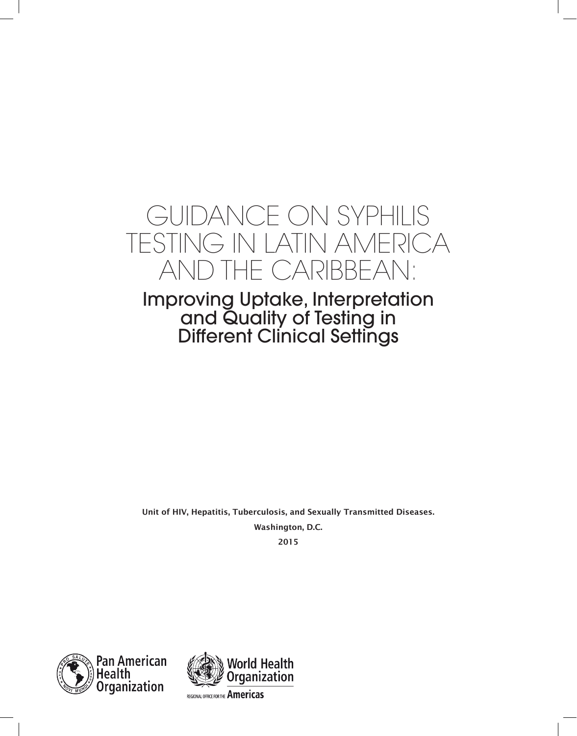# GUIDANCE ON SYPHILIS TESTING IN LATIN AMERICA AND THE CARIBBEAN:

## Improving Uptake, Interpretation and Quality of Testing in Different Clinical Settings

**Unit of HIV, Hepatitis, Tuberculosis, and Sexually Transmitted Diseases.**

**Washington, D.C.**

**2015**

Pan American Health Organization

World Health Organization

REGIONAL OFFICE FOR THE Americas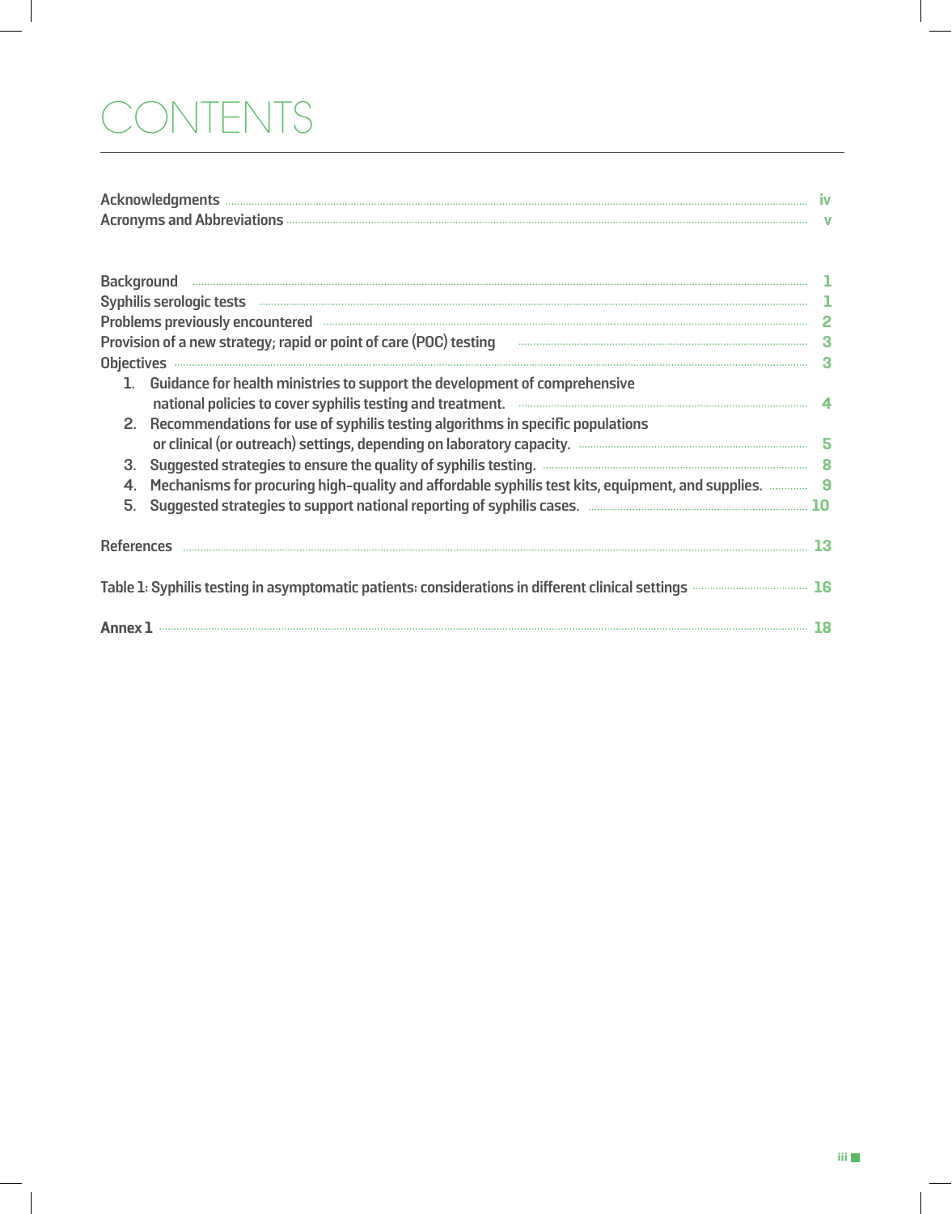# CONTENTS

Acknowledgments ........ iv
Acronyms and Abbreviations ........ v

Background ........ 1
Syphilis serologic tests ........ 1
Problems previously encountered ........ 2
Provision of a new strategy; rapid or point of care (POC) testing ........ 3
Objectives ........ 3

1. Guidance for health ministries to support the development of comprehensive national policies to cover syphilis testing and treatment. ........ 4
2. Recommendations for use of syphilis testing algorithms in specific populations or clinical (or outreach) settings, depending on laboratory capacity. ........ 5
3. Suggested strategies to ensure the quality of syphilis testing. ........ 8
4. Mechanisms for procuring high-quality and affordable syphilis test kits, equipment, and supplies. ........ 9
5. Suggested strategies to support national reporting of syphilis cases. ........ 10

References ........ 13

Table 1: Syphilis testing in asymptomatic patients: considerations in different clinical settings ........ 16

**Annex 1** ........ 18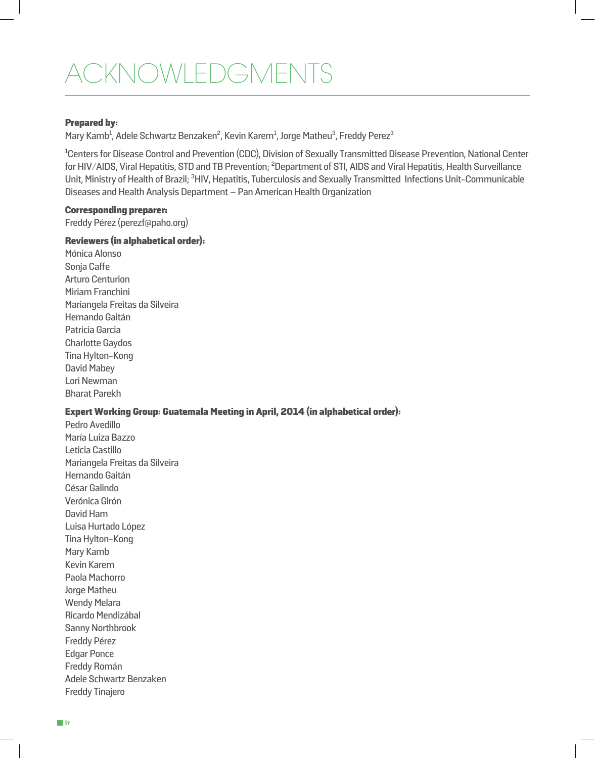# ACKNOWLEDGMENTS

**Prepared by:**

Mary Kamb[1], Adele Schwartz Benzaken[2], Kevin Karem[1], Jorge Matheu[3], Freddy Perez[3]

[1]Centers for Disease Control and Prevention (CDC), Division of Sexually Transmitted Disease Prevention, National Center for HIV/AIDS, Viral Hepatitis, STD and TB Prevention; [2]Department of STI, AIDS and Viral Hepatitis, Health Surveillance Unit, Ministry of Health of Brazil; [3]HIV, Hepatitis, Tuberculosis and Sexually Transmitted Infections Unit-Communicable Diseases and Health Analysis Department – Pan American Health Organization

**Corresponding preparer:**

Freddy Pérez (perezf@paho.org)

**Reviewers (in alphabetical order):**

Mónica Alonso
Sonja Caffe
Arturo Centurion
Miriam Franchini
Mariangela Freitas da Silveira
Hernando Gaitán
Patricia Garcia
Charlotte Gaydos
Tina Hylton-Kong
David Mabey
Lori Newman
Bharat Parekh

**Expert Working Group: Guatemala Meeting in April, 2014 (in alphabetical order):**

Pedro Avedillo
María Luiza Bazzo
Leticia Castillo
Mariangela Freitas da Silveira
Hernando Gaitán
César Galindo
Verónica Girón
David Ham
Luisa Hurtado López
Tina Hylton-Kong
Mary Kamb
Kevin Karem
Paola Machorro
Jorge Matheu
Wendy Melara
Ricardo Mendizábal
Sanny Northbrook
Freddy Pérez
Edgar Ponce
Freddy Román
Adele Schwartz Benzaken
Freddy Tinajero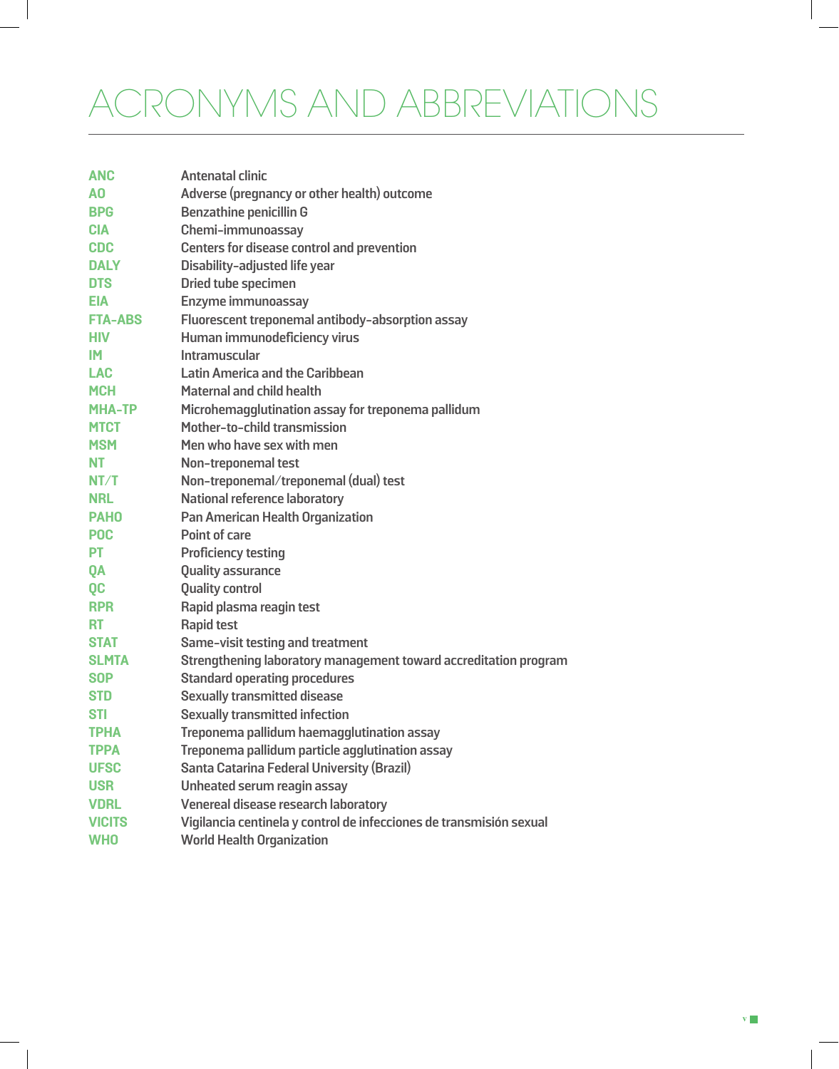# ACRONYMS AND ABBREVIATIONS

| | |
|---|---|
| **ANC** | Antenatal clinic |
| **AO** | Adverse (pregnancy or other health) outcome |
| **BPG** | Benzathine penicillin G |
| **CIA** | Chemi-immunoassay |
| **CDC** | Centers for disease control and prevention |
| **DALY** | Disability-adjusted life year |
| **DTS** | Dried tube specimen |
| **EIA** | Enzyme immunoassay |
| **FTA-ABS** | Fluorescent treponemal antibody-absorption assay |
| **HIV** | Human immunodeficiency virus |
| **IM** | Intramuscular |
| **LAC** | Latin America and the Caribbean |
| **MCH** | Maternal and child health |
| **MHA-TP** | Microhemagglutination assay for treponema pallidum |
| **MTCT** | Mother-to-child transmission |
| **MSM** | Men who have sex with men |
| **NT** | Non-treponemal test |
| **NT/T** | Non-treponemal/treponemal (dual) test |
| **NRL** | National reference laboratory |
| **PAHO** | Pan American Health Organization |
| **POC** | Point of care |
| **PT** | Proficiency testing |
| **QA** | Quality assurance |
| **QC** | Quality control |
| **RPR** | Rapid plasma reagin test |
| **RT** | Rapid test |
| **STAT** | Same-visit testing and treatment |
| **SLMTA** | Strengthening laboratory management toward accreditation program |
| **SOP** | Standard operating procedures |
| **STD** | Sexually transmitted disease |
| **STI** | Sexually transmitted infection |
| **TPHA** | Treponema pallidum haemagglutination assay |
| **TPPA** | Treponema pallidum particle agglutination assay |
| **UFSC** | Santa Catarina Federal University (Brazil) |
| **USR** | Unheated serum reagin assay |
| **VDRL** | Venereal disease research laboratory |
| **VICITS** | Vigilancia centinela y control de infecciones de transmisión sexual |
| **WHO** | World Health Organization |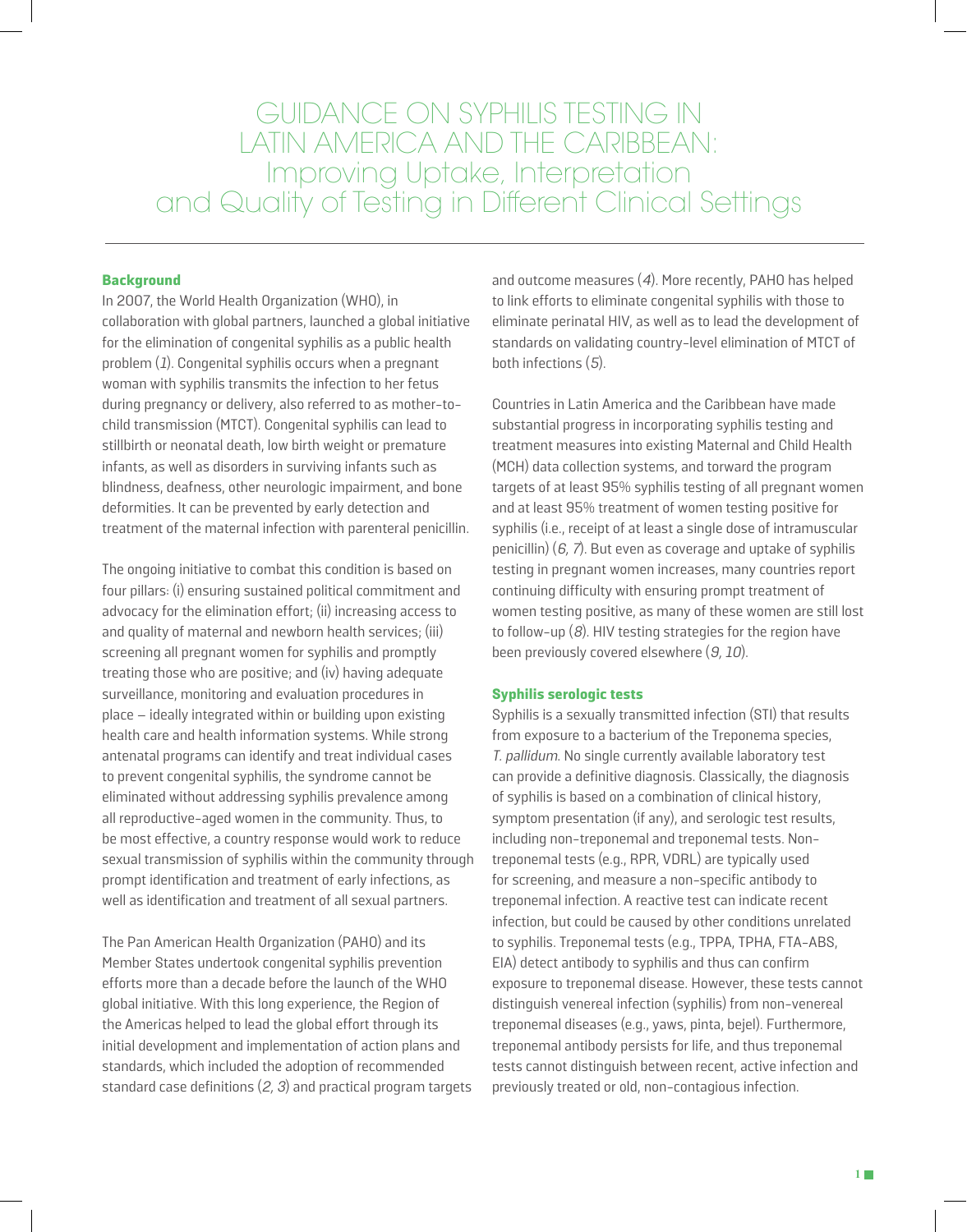# GUIDANCE ON SYPHILIS TESTING IN LATIN AMERICA AND THE CARIBBEAN: Improving Uptake, Interpretation and Quality of Testing in Different Clinical Settings

## Background

In 2007, the World Health Organization (WHO), in collaboration with global partners, launched a global initiative for the elimination of congenital syphilis as a public health problem (*1*). Congenital syphilis occurs when a pregnant woman with syphilis transmits the infection to her fetus during pregnancy or delivery, also referred to as mother-to-child transmission (MTCT). Congenital syphilis can lead to stillbirth or neonatal death, low birth weight or premature infants, as well as disorders in surviving infants such as blindness, deafness, other neurologic impairment, and bone deformities. It can be prevented by early detection and treatment of the maternal infection with parenteral penicillin.

The ongoing initiative to combat this condition is based on four pillars: (i) ensuring sustained political commitment and advocacy for the elimination effort; (ii) increasing access to and quality of maternal and newborn health services; (iii) screening all pregnant women for syphilis and promptly treating those who are positive; and (iv) having adequate surveillance, monitoring and evaluation procedures in place – ideally integrated within or building upon existing health care and health information systems. While strong antenatal programs can identify and treat individual cases to prevent congenital syphilis, the syndrome cannot be eliminated without addressing syphilis prevalence among all reproductive-aged women in the community. Thus, to be most effective, a country response would work to reduce sexual transmission of syphilis within the community through prompt identification and treatment of early infections, as well as identification and treatment of all sexual partners.

The Pan American Health Organization (PAHO) and its Member States undertook congenital syphilis prevention efforts more than a decade before the launch of the WHO global initiative. With this long experience, the Region of the Americas helped to lead the global effort through its initial development and implementation of action plans and standards, which included the adoption of recommended standard case definitions (*2, 3*) and practical program targets and outcome measures (*4*). More recently, PAHO has helped to link efforts to eliminate congenital syphilis with those to eliminate perinatal HIV, as well as to lead the development of standards on validating country-level elimination of MTCT of both infections (*5*).

Countries in Latin America and the Caribbean have made substantial progress in incorporating syphilis testing and treatment measures into existing Maternal and Child Health (MCH) data collection systems, and toward the program targets of at least 95% syphilis testing of all pregnant women and at least 95% treatment of women testing positive for syphilis (i.e., receipt of at least a single dose of intramuscular penicillin) (*6, 7*). But even as coverage and uptake of syphilis testing in pregnant women increases, many countries report continuing difficulty with ensuring prompt treatment of women testing positive, as many of these women are still lost to follow-up (*8*). HIV testing strategies for the region have been previously covered elsewhere (*9, 10*).

## Syphilis serologic tests

Syphilis is a sexually transmitted infection (STI) that results from exposure to a bacterium of the Treponema species, *T. pallidum*. No single currently available laboratory test can provide a definitive diagnosis. Classically, the diagnosis of syphilis is based on a combination of clinical history, symptom presentation (if any), and serologic test results, including non-treponemal and treponemal tests. Non-treponemal tests (e.g., RPR, VDRL) are typically used for screening, and measure a non-specific antibody to treponemal infection. A reactive test can indicate recent infection, but could be caused by other conditions unrelated to syphilis. Treponemal tests (e.g., TPPA, TPHA, FTA-ABS, EIA) detect antibody to syphilis and thus can confirm exposure to treponemal disease. However, these tests cannot distinguish venereal infection (syphilis) from non-venereal treponemal diseases (e.g., yaws, pinta, bejel). Furthermore, treponemal antibody persists for life, and thus treponemal tests cannot distinguish between recent, active infection and previously treated or old, non-contagious infection.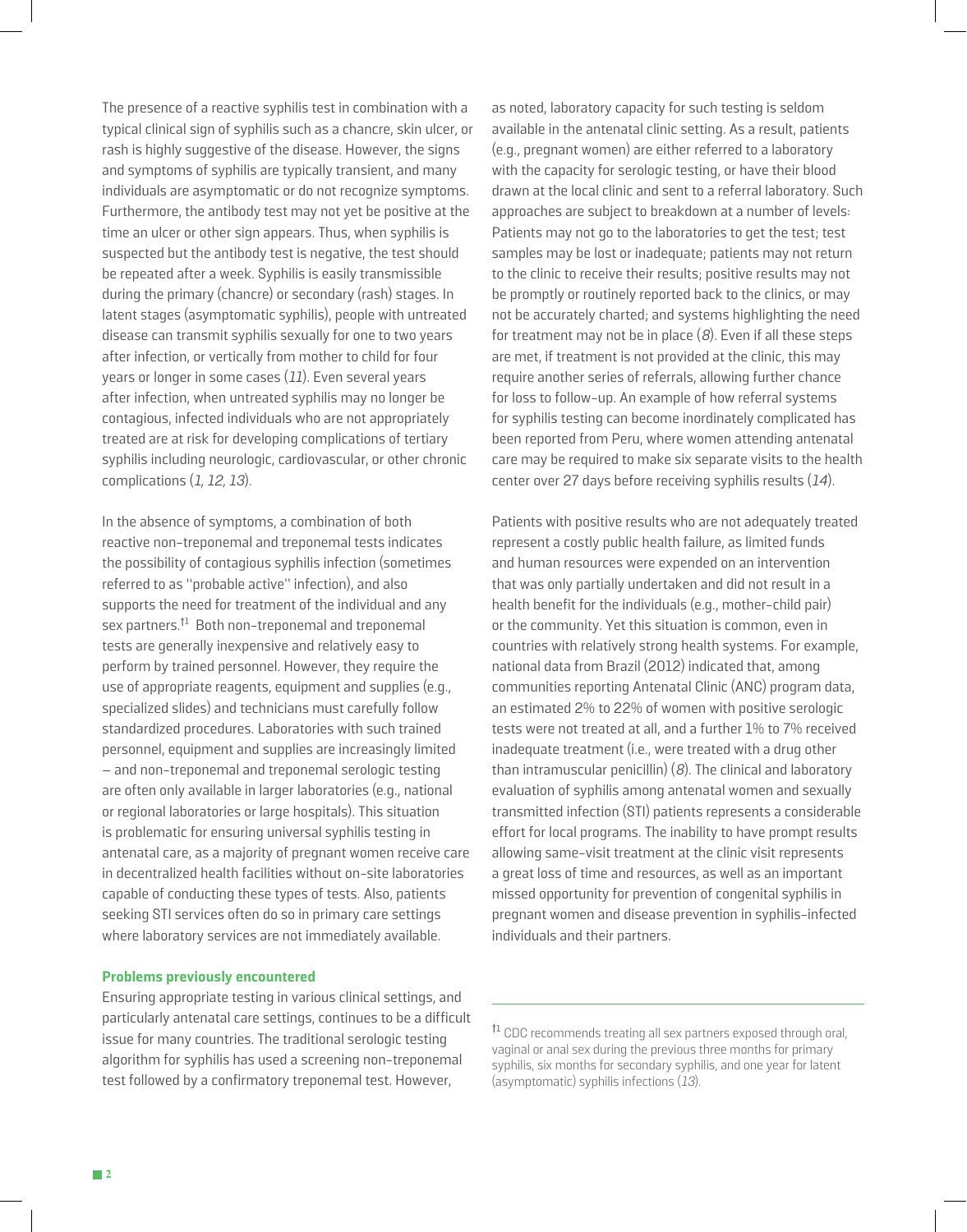The presence of a reactive syphilis test in combination with a typical clinical sign of syphilis such as a chancre, skin ulcer, or rash is highly suggestive of the disease. However, the signs and symptoms of syphilis are typically transient, and many individuals are asymptomatic or do not recognize symptoms. Furthermore, the antibody test may not yet be positive at the time an ulcer or other sign appears. Thus, when syphilis is suspected but the antibody test is negative, the test should be repeated after a week. Syphilis is easily transmissible during the primary (chancre) or secondary (rash) stages. In latent stages (asymptomatic syphilis), people with untreated disease can transmit syphilis sexually for one to two years after infection, or vertically from mother to child for four years or longer in some cases (*11*). Even several years after infection, when untreated syphilis may no longer be contagious, infected individuals who are not appropriately treated are at risk for developing complications of tertiary syphilis including neurologic, cardiovascular, or other chronic complications (*1, 12, 13*).

In the absence of symptoms, a combination of both reactive non-treponemal and treponemal tests indicates the possibility of contagious syphilis infection (sometimes referred to as "probable active" infection), and also supports the need for treatment of the individual and any sex partners.[†1] Both non-treponemal and treponemal tests are generally inexpensive and relatively easy to perform by trained personnel. However, they require the use of appropriate reagents, equipment and supplies (e.g., specialized slides) and technicians must carefully follow standardized procedures. Laboratories with such trained personnel, equipment and supplies are increasingly limited – and non-treponemal and treponemal serologic testing are often only available in larger laboratories (e.g., national or regional laboratories or large hospitals). This situation is problematic for ensuring universal syphilis testing in antenatal care, as a majority of pregnant women receive care in decentralized health facilities without on-site laboratories capable of conducting these types of tests. Also, patients seeking STI services often do so in primary care settings where laboratory services are not immediately available.

**Problems previously encountered**

Ensuring appropriate testing in various clinical settings, and particularly antenatal care settings, continues to be a difficult issue for many countries. The traditional serologic testing algorithm for syphilis has used a screening non-treponemal test followed by a confirmatory treponemal test. However, as noted, laboratory capacity for such testing is seldom available in the antenatal clinic setting. As a result, patients (e.g., pregnant women) are either referred to a laboratory with the capacity for serologic testing, or have their blood drawn at the local clinic and sent to a referral laboratory. Such approaches are subject to breakdown at a number of levels: Patients may not go to the laboratories to get the test; test samples may be lost or inadequate; patients may not return to the clinic to receive their results; positive results may not be promptly or routinely reported back to the clinics, or may not be accurately charted; and systems highlighting the need for treatment may not be in place (*8*). Even if all these steps are met, if treatment is not provided at the clinic, this may require another series of referrals, allowing further chance for loss to follow-up. An example of how referral systems for syphilis testing can become inordinately complicated has been reported from Peru, where women attending antenatal care may be required to make six separate visits to the health center over 27 days before receiving syphilis results (*14*).

Patients with positive results who are not adequately treated represent a costly public health failure, as limited funds and human resources were expended on an intervention that was only partially undertaken and did not result in a health benefit for the individuals (e.g., mother-child pair) or the community. Yet this situation is common, even in countries with relatively strong health systems. For example, national data from Brazil (2012) indicated that, among communities reporting Antenatal Clinic (ANC) program data, an estimated 2% to 22% of women with positive serologic tests were not treated at all, and a further 1% to 7% received inadequate treatment (i.e., were treated with a drug other than intramuscular penicillin) (*8*). The clinical and laboratory evaluation of syphilis among antenatal women and sexually transmitted infection (STI) patients represents a considerable effort for local programs. The inability to have prompt results allowing same-visit treatment at the clinic visit represents a great loss of time and resources, as well as an important missed opportunity for prevention of congenital syphilis in pregnant women and disease prevention in syphilis-infected individuals and their partners.

---

[†1] CDC recommends treating all sex partners exposed through oral, vaginal or anal sex during the previous three months for primary syphilis, six months for secondary syphilis, and one year for latent (asymptomatic) syphilis infections (*13*).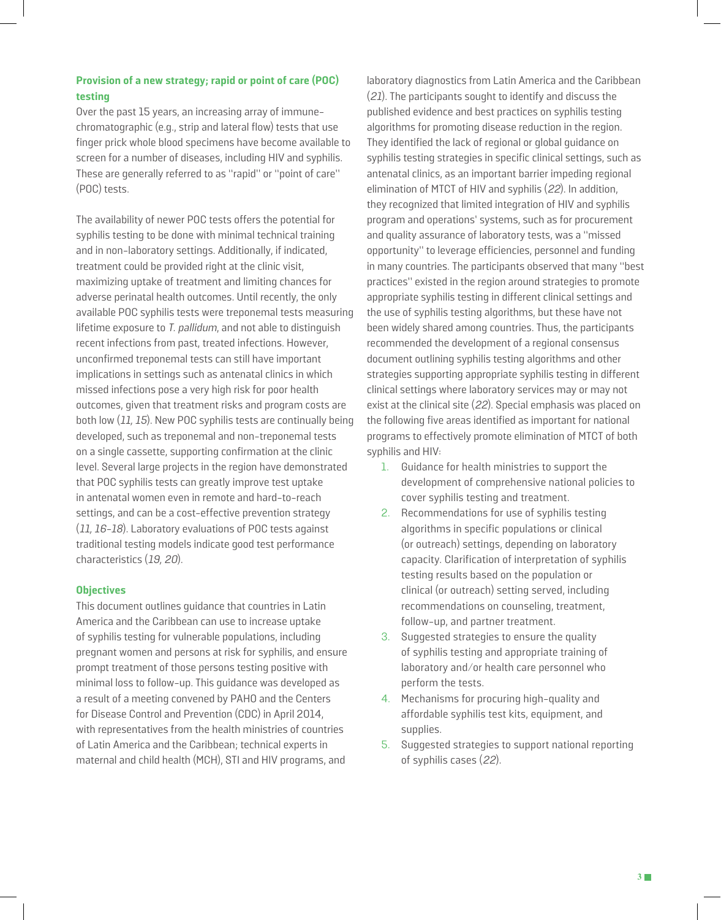### Provision of a new strategy; rapid or point of care (POC) testing

Over the past 15 years, an increasing array of immune-chromatographic (e.g., strip and lateral flow) tests that use finger prick whole blood specimens have become available to screen for a number of diseases, including HIV and syphilis. These are generally referred to as "rapid" or "point of care" (POC) tests.

The availability of newer POC tests offers the potential for syphilis testing to be done with minimal technical training and in non-laboratory settings. Additionally, if indicated, treatment could be provided right at the clinic visit, maximizing uptake of treatment and limiting chances for adverse perinatal health outcomes. Until recently, the only available POC syphilis tests were treponemal tests measuring lifetime exposure to *T. pallidum*, and not able to distinguish recent infections from past, treated infections. However, unconfirmed treponemal tests can still have important implications in settings such as antenatal clinics in which missed infections pose a very high risk for poor health outcomes, given that treatment risks and program costs are both low (*11, 15*). New POC syphilis tests are continually being developed, such as treponemal and non-treponemal tests on a single cassette, supporting confirmation at the clinic level. Several large projects in the region have demonstrated that POC syphilis tests can greatly improve test uptake in antenatal women even in remote and hard-to-reach settings, and can be a cost-effective prevention strategy (*11, 16-18*). Laboratory evaluations of POC tests against traditional testing models indicate good test performance characteristics (*19, 20*).

### Objectives

This document outlines guidance that countries in Latin America and the Caribbean can use to increase uptake of syphilis testing for vulnerable populations, including pregnant women and persons at risk for syphilis, and ensure prompt treatment of those persons testing positive with minimal loss to follow-up. This guidance was developed as a result of a meeting convened by PAHO and the Centers for Disease Control and Prevention (CDC) in April 2014, with representatives from the health ministries of countries of Latin America and the Caribbean; technical experts in maternal and child health (MCH), STI and HIV programs, and laboratory diagnostics from Latin America and the Caribbean (*21*). The participants sought to identify and discuss the published evidence and best practices on syphilis testing algorithms for promoting disease reduction in the region. They identified the lack of regional or global guidance on syphilis testing strategies in specific clinical settings, such as antenatal clinics, as an important barrier impeding regional elimination of MTCT of HIV and syphilis (*22*). In addition, they recognized that limited integration of HIV and syphilis program and operations' systems, such as for procurement and quality assurance of laboratory tests, was a "missed opportunity" to leverage efficiencies, personnel and funding in many countries. The participants observed that many "best practices" existed in the region around strategies to promote appropriate syphilis testing in different clinical settings and the use of syphilis testing algorithms, but these have not been widely shared among countries. Thus, the participants recommended the development of a regional consensus document outlining syphilis testing algorithms and other strategies supporting appropriate syphilis testing in different clinical settings where laboratory services may or may not exist at the clinical site (*22*). Special emphasis was placed on the following five areas identified as important for national programs to effectively promote elimination of MTCT of both syphilis and HIV:

1. Guidance for health ministries to support the development of comprehensive national policies to cover syphilis testing and treatment.
2. Recommendations for use of syphilis testing algorithms in specific populations or clinical (or outreach) settings, depending on laboratory capacity. Clarification of interpretation of syphilis testing results based on the population or clinical (or outreach) setting served, including recommendations on counseling, treatment, follow-up, and partner treatment.
3. Suggested strategies to ensure the quality of syphilis testing and appropriate training of laboratory and/or health care personnel who perform the tests.
4. Mechanisms for procuring high-quality and affordable syphilis test kits, equipment, and supplies.
5. Suggested strategies to support national reporting of syphilis cases (*22*).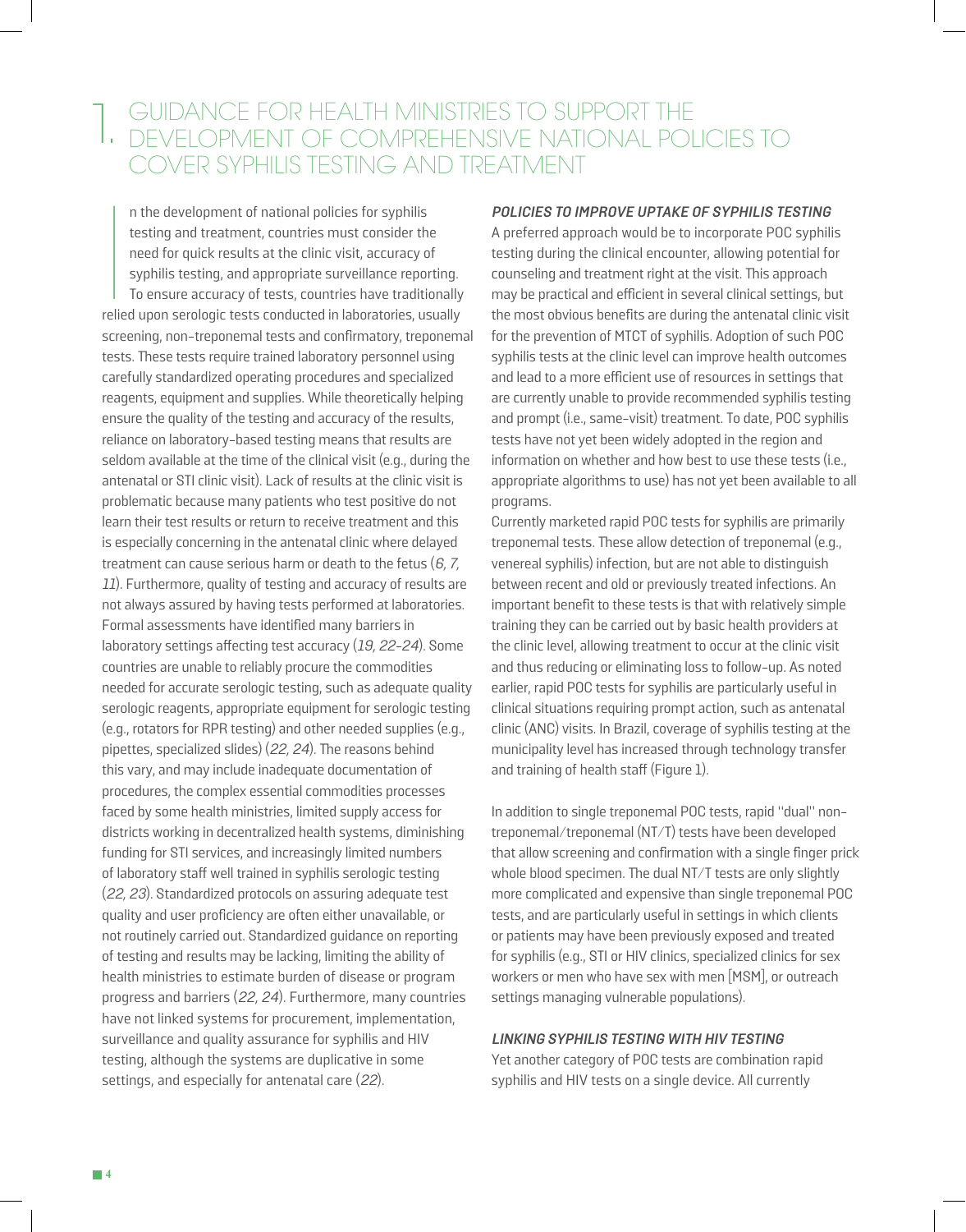# 1. GUIDANCE FOR HEALTH MINISTRIES TO SUPPORT THE DEVELOPMENT OF COMPREHENSIVE NATIONAL POLICIES TO COVER SYPHILIS TESTING AND TREATMENT

In the development of national policies for syphilis testing and treatment, countries must consider the need for quick results at the clinic visit, accuracy of syphilis testing, and appropriate surveillance reporting. To ensure accuracy of tests, countries have traditionally relied upon serologic tests conducted in laboratories, usually screening, non-treponemal tests and confirmatory, treponemal tests. These tests require trained laboratory personnel using carefully standardized operating procedures and specialized reagents, equipment and supplies. While theoretically helping ensure the quality of the testing and accuracy of the results, reliance on laboratory-based testing means that results are seldom available at the time of the clinical visit (e.g., during the antenatal or STI clinic visit). Lack of results at the clinic visit is problematic because many patients who test positive do not learn their test results or return to receive treatment and this is especially concerning in the antenatal clinic where delayed treatment can cause serious harm or death to the fetus (*6, 7, 11*). Furthermore, quality of testing and accuracy of results are not always assured by having tests performed at laboratories. Formal assessments have identified many barriers in laboratory settings affecting test accuracy (*19, 22-24*). Some countries are unable to reliably procure the commodities needed for accurate serologic testing, such as adequate quality serologic reagents, appropriate equipment for serologic testing (e.g., rotators for RPR testing) and other needed supplies (e.g., pipettes, specialized slides) (*22, 24*). The reasons behind this vary, and may include inadequate documentation of procedures, the complex essential commodities processes faced by some health ministries, limited supply access for districts working in decentralized health systems, diminishing funding for STI services, and increasingly limited numbers of laboratory staff well trained in syphilis serologic testing (*22, 23*). Standardized protocols on assuring adequate test quality and user proficiency are often either unavailable, or not routinely carried out. Standardized guidance on reporting of testing and results may be lacking, limiting the ability of health ministries to estimate burden of disease or program progress and barriers (*22, 24*). Furthermore, many countries have not linked systems for procurement, implementation, surveillance and quality assurance for syphilis and HIV testing, although the systems are duplicative in some settings, and especially for antenatal care (*22*).

### *POLICIES TO IMPROVE UPTAKE OF SYPHILIS TESTING*

A preferred approach would be to incorporate POC syphilis testing during the clinical encounter, allowing potential for counseling and treatment right at the visit. This approach may be practical and efficient in several clinical settings, but the most obvious benefits are during the antenatal clinic visit for the prevention of MTCT of syphilis. Adoption of such POC syphilis tests at the clinic level can improve health outcomes and lead to a more efficient use of resources in settings that are currently unable to provide recommended syphilis testing and prompt (i.e., same-visit) treatment. To date, POC syphilis tests have not yet been widely adopted in the region and information on whether and how best to use these tests (i.e., appropriate algorithms to use) has not yet been available to all programs.

Currently marketed rapid POC tests for syphilis are primarily treponemal tests. These allow detection of treponemal (e.g., venereal syphilis) infection, but are not able to distinguish between recent and old or previously treated infections. An important benefit to these tests is that with relatively simple training they can be carried out by basic health providers at the clinic level, allowing treatment to occur at the clinic visit and thus reducing or eliminating loss to follow-up. As noted earlier, rapid POC tests for syphilis are particularly useful in clinical situations requiring prompt action, such as antenatal clinic (ANC) visits. In Brazil, coverage of syphilis testing at the municipality level has increased through technology transfer and training of health staff (Figure 1).

In addition to single treponemal POC tests, rapid "dual" non-treponemal/treponemal (NT/T) tests have been developed that allow screening and confirmation with a single finger prick whole blood specimen. The dual NT/T tests are only slightly more complicated and expensive than single treponemal POC tests, and are particularly useful in settings in which clients or patients may have been previously exposed and treated for syphilis (e.g., STI or HIV clinics, specialized clinics for sex workers or men who have sex with men [MSM], or outreach settings managing vulnerable populations).

### *LINKING SYPHILIS TESTING WITH HIV TESTING*

Yet another category of POC tests are combination rapid syphilis and HIV tests on a single device. All currently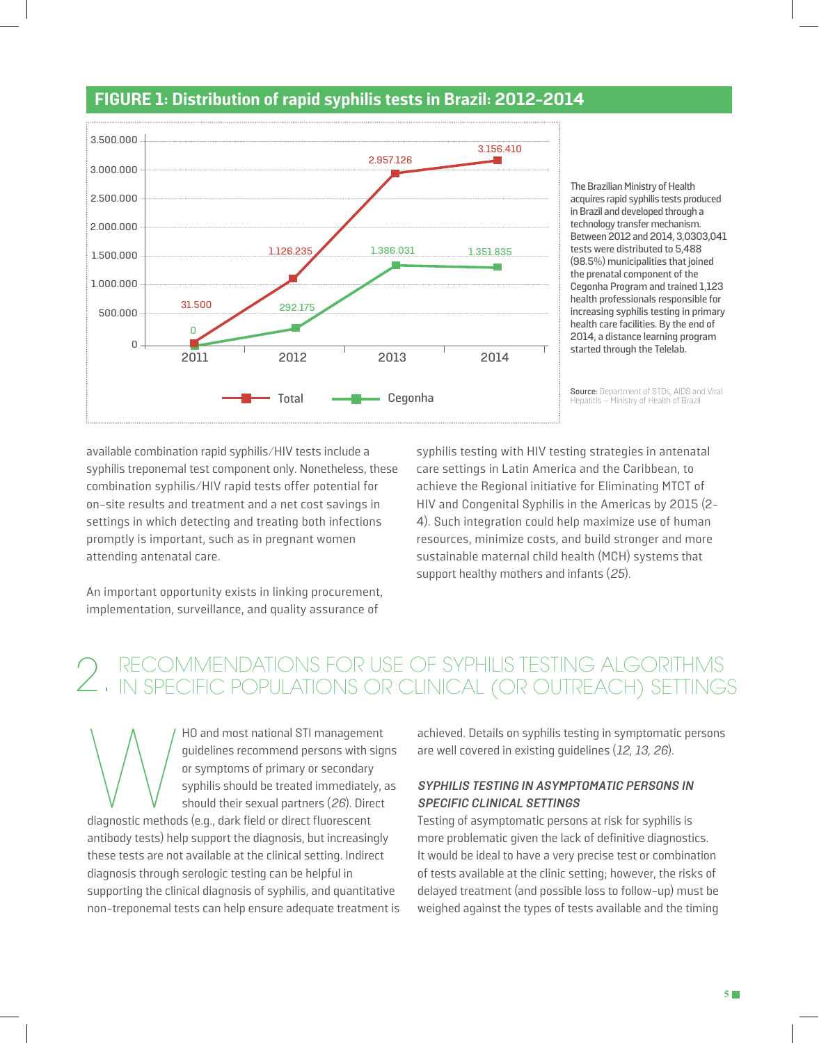## FIGURE 1: Distribution of rapid syphilis tests in Brazil: 2012-2014

| Year | Total | Cegonha |
|---|---|---|
| 2011 | 31.500 | 0 |
| 2012 | 1.126.235 | 292.175 |
| 2013 | 2.957.126 | 1.386.031 |
| 2014 | 3.156.410 | 1.351.835 |

The Brazilian Ministry of Health acquires rapid syphilis tests produced in Brazil and developed through a technology transfer mechanism. Between 2012 and 2014, 3,0303,041 tests were distributed to 5,488 (98.5%) municipalities that joined the prenatal component of the Cegonha Program and trained 1,123 health professionals responsible for increasing syphilis testing in primary health care facilities. By the end of 2014, a distance learning program started through the Telelab.

**Source:** Department of STDs, AIDS and Viral Hepatitis – Ministry of Health of Brazil

available combination rapid syphilis/HIV tests include a syphilis treponemal test component only. Nonetheless, these combination syphilis/HIV rapid tests offer potential for on-site results and treatment and a net cost savings in settings in which detecting and treating both infections promptly is important, such as in pregnant women attending antenatal care.

An important opportunity exists in linking procurement, implementation, surveillance, and quality assurance of syphilis testing with HIV testing strategies in antenatal care settings in Latin America and the Caribbean, to achieve the Regional initiative for Eliminating MTCT of HIV and Congenital Syphilis in the Americas by 2015 (2-4). Such integration could help maximize use of human resources, minimize costs, and build stronger and more sustainable maternal child health (MCH) systems that support healthy mothers and infants (*25*).

# 2. RECOMMENDATIONS FOR USE OF SYPHILIS TESTING ALGORITHMS IN SPECIFIC POPULATIONS OR CLINICAL (OR OUTREACH) SETTINGS

WHO and most national STI management guidelines recommend persons with signs or symptoms of primary or secondary syphilis should be treated immediately, as should their sexual partners (*26*). Direct diagnostic methods (e.g., dark field or direct fluorescent antibody tests) help support the diagnosis, but increasingly these tests are not available at the clinical setting. Indirect diagnosis through serologic testing can be helpful in supporting the clinical diagnosis of syphilis, and quantitative non-treponemal tests can help ensure adequate treatment is achieved. Details on syphilis testing in symptomatic persons are well covered in existing guidelines (*12, 13, 26*).

### *SYPHILIS TESTING IN ASYMPTOMATIC PERSONS IN SPECIFIC CLINICAL SETTINGS*

Testing of asymptomatic persons at risk for syphilis is more problematic given the lack of definitive diagnostics. It would be ideal to have a very precise test or combination of tests available at the clinic setting; however, the risks of delayed treatment (and possible loss to follow-up) must be weighed against the types of tests available and the timing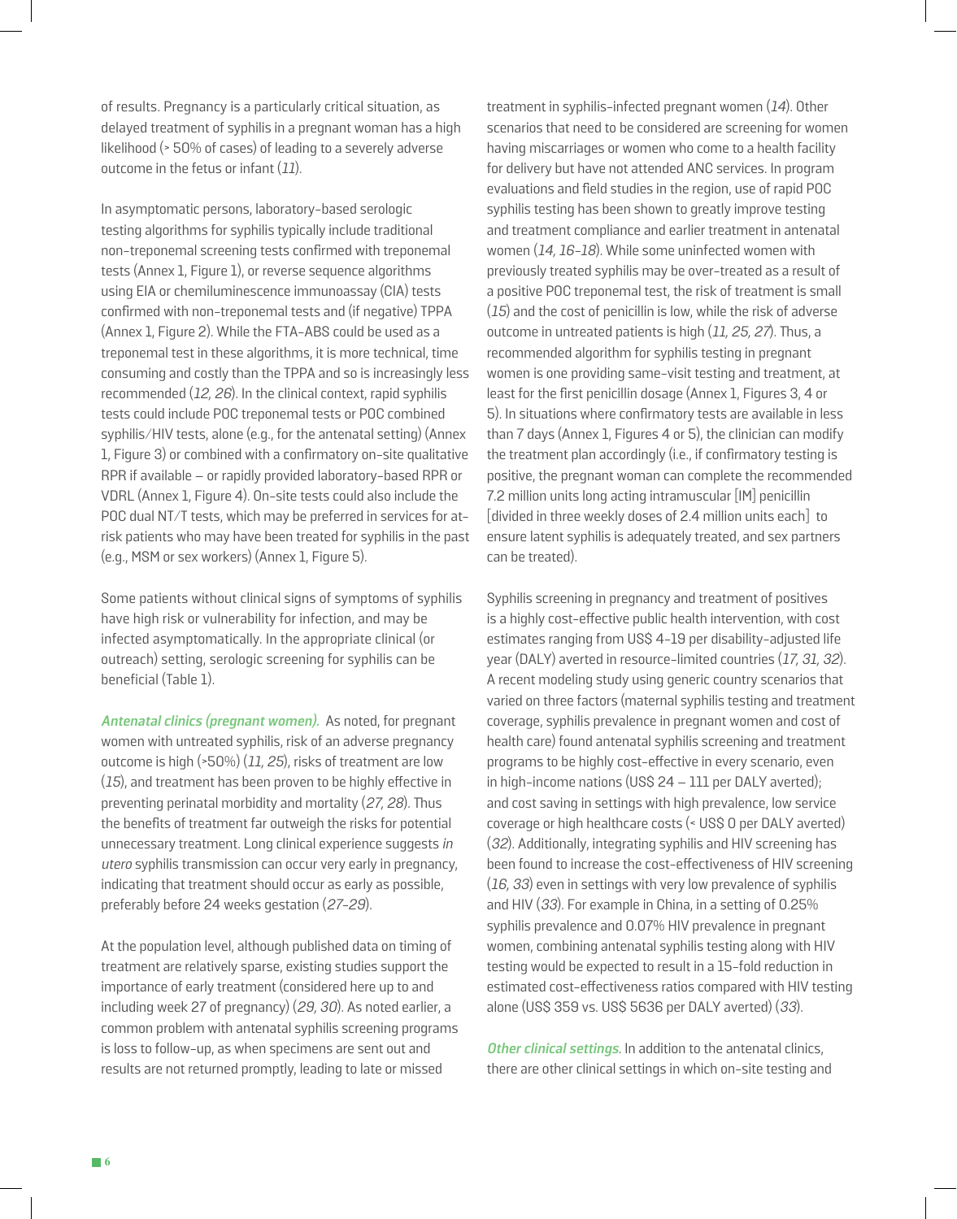of results. Pregnancy is a particularly critical situation, as delayed treatment of syphilis in a pregnant woman has a high likelihood (> 50% of cases) of leading to a severely adverse outcome in the fetus or infant (*11*).

In asymptomatic persons, laboratory-based serologic testing algorithms for syphilis typically include traditional non-treponemal screening tests confirmed with treponemal tests (Annex 1, Figure 1), or reverse sequence algorithms using EIA or chemiluminescence immunoassay (CIA) tests confirmed with non-treponemal tests and (if negative) TPPA (Annex 1, Figure 2). While the FTA-ABS could be used as a treponemal test in these algorithms, it is more technical, time consuming and costly than the TPPA and so is increasingly less recommended (*12, 26*). In the clinical context, rapid syphilis tests could include POC treponemal tests or POC combined syphilis/HIV tests, alone (e.g., for the antenatal setting) (Annex 1, Figure 3) or combined with a confirmatory on-site qualitative RPR if available – or rapidly provided laboratory-based RPR or VDRL (Annex 1, Figure 4). On-site tests could also include the POC dual NT/T tests, which may be preferred in services for at-risk patients who may have been treated for syphilis in the past (e.g., MSM or sex workers) (Annex 1, Figure 5).

Some patients without clinical signs of symptoms of syphilis have high risk or vulnerability for infection, and may be infected asymptomatically. In the appropriate clinical (or outreach) setting, serologic screening for syphilis can be beneficial (Table 1).

***Antenatal clinics (pregnant women)***. As noted, for pregnant women with untreated syphilis, risk of an adverse pregnancy outcome is high (>50%) (*11, 25*), risks of treatment are low (*15*), and treatment has been proven to be highly effective in preventing perinatal morbidity and mortality (*27, 28*). Thus the benefits of treatment far outweigh the risks for potential unnecessary treatment. Long clinical experience suggests *in utero* syphilis transmission can occur very early in pregnancy, indicating that treatment should occur as early as possible, preferably before 24 weeks gestation (*27-29*).

At the population level, although published data on timing of treatment are relatively sparse, existing studies support the importance of early treatment (considered here up to and including week 27 of pregnancy) (*29, 30*). As noted earlier, a common problem with antenatal syphilis screening programs is loss to follow-up, as when specimens are sent out and results are not returned promptly, leading to late or missed treatment in syphilis-infected pregnant women (*14*). Other scenarios that need to be considered are screening for women having miscarriages or women who come to a health facility for delivery but have not attended ANC services. In program evaluations and field studies in the region, use of rapid POC syphilis testing has been shown to greatly improve testing and treatment compliance and earlier treatment in antenatal women (*14, 16-18*). While some uninfected women with previously treated syphilis may be over-treated as a result of a positive POC treponemal test, the risk of treatment is small (*15*) and the cost of penicillin is low, while the risk of adverse outcome in untreated patients is high (*11, 25, 27*). Thus, a recommended algorithm for syphilis testing in pregnant women is one providing same-visit testing and treatment, at least for the first penicillin dosage (Annex 1, Figures 3, 4 or 5). In situations where confirmatory tests are available in less than 7 days (Annex 1, Figures 4 or 5), the clinician can modify the treatment plan accordingly (i.e., if confirmatory testing is positive, the pregnant woman can complete the recommended 7.2 million units long acting intramuscular [IM] penicillin [divided in three weekly doses of 2.4 million units each] to ensure latent syphilis is adequately treated, and sex partners can be treated).

Syphilis screening in pregnancy and treatment of positives is a highly cost-effective public health intervention, with cost estimates ranging from US$ 4-19 per disability-adjusted life year (DALY) averted in resource-limited countries (*17, 31, 32*). A recent modeling study using generic country scenarios that varied on three factors (maternal syphilis testing and treatment coverage, syphilis prevalence in pregnant women and cost of health care) found antenatal syphilis screening and treatment programs to be highly cost-effective in every scenario, even in high-income nations (US$ 24 – 111 per DALY averted); and cost saving in settings with high prevalence, low service coverage or high healthcare costs (< US$ 0 per DALY averted) (*32*). Additionally, integrating syphilis and HIV screening has been found to increase the cost-effectiveness of HIV screening (*16, 33*) even in settings with very low prevalence of syphilis and HIV (*33*). For example in China, in a setting of 0.25% syphilis prevalence and 0.07% HIV prevalence in pregnant women, combining antenatal syphilis testing along with HIV testing would be expected to result in a 15-fold reduction in estimated cost-effectiveness ratios compared with HIV testing alone (US$ 359 vs. US$ 5636 per DALY averted) (*33*).

***Other clinical settings***. In addition to the antenatal clinics, there are other clinical settings in which on-site testing and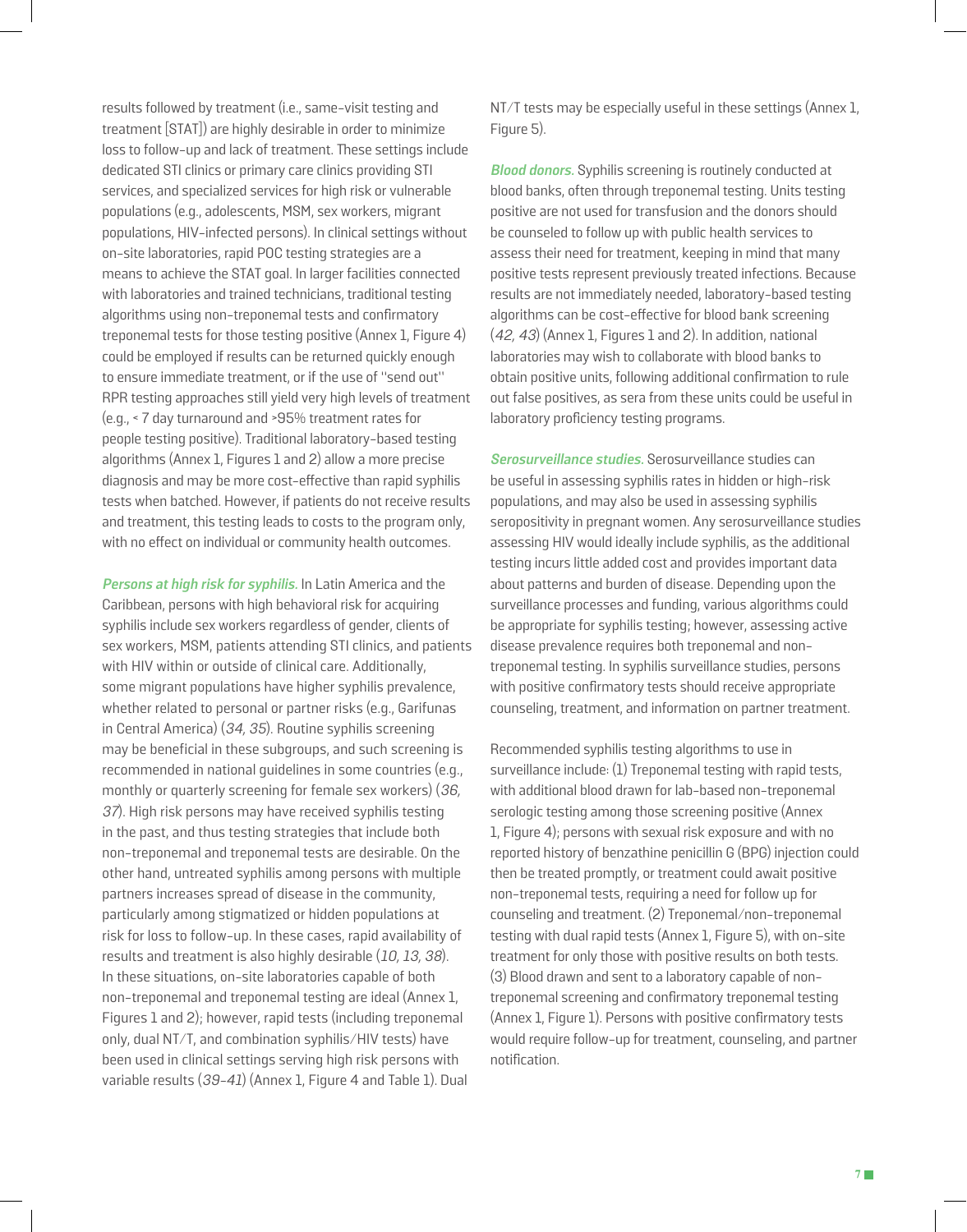results followed by treatment (i.e., same-visit testing and treatment [STAT]) are highly desirable in order to minimize loss to follow-up and lack of treatment. These settings include dedicated STI clinics or primary care clinics providing STI services, and specialized services for high risk or vulnerable populations (e.g., adolescents, MSM, sex workers, migrant populations, HIV-infected persons). In clinical settings without on-site laboratories, rapid POC testing strategies are a means to achieve the STAT goal. In larger facilities connected with laboratories and trained technicians, traditional testing algorithms using non-treponemal tests and confirmatory treponemal tests for those testing positive (Annex 1, Figure 4) could be employed if results can be returned quickly enough to ensure immediate treatment, or if the use of "send out" RPR testing approaches still yield very high levels of treatment (e.g., < 7 day turnaround and >95% treatment rates for people testing positive). Traditional laboratory-based testing algorithms (Annex 1, Figures 1 and 2) allow a more precise diagnosis and may be more cost-effective than rapid syphilis tests when batched. However, if patients do not receive results and treatment, this testing leads to costs to the program only, with no effect on individual or community health outcomes.

***Persons at high risk for syphilis.*** In Latin America and the Caribbean, persons with high behavioral risk for acquiring syphilis include sex workers regardless of gender, clients of sex workers, MSM, patients attending STI clinics, and patients with HIV within or outside of clinical care. Additionally, some migrant populations have higher syphilis prevalence, whether related to personal or partner risks (e.g., Garifunas in Central America) (*34, 35*). Routine syphilis screening may be beneficial in these subgroups, and such screening is recommended in national guidelines in some countries (e.g., monthly or quarterly screening for female sex workers) (*36, 37*). High risk persons may have received syphilis testing in the past, and thus testing strategies that include both non-treponemal and treponemal tests are desirable. On the other hand, untreated syphilis among persons with multiple partners increases spread of disease in the community, particularly among stigmatized or hidden populations at risk for loss to follow-up. In these cases, rapid availability of results and treatment is also highly desirable (*10, 13, 38*). In these situations, on-site laboratories capable of both non-treponemal and treponemal testing are ideal (Annex 1, Figures 1 and 2); however, rapid tests (including treponemal only, dual NT/T, and combination syphilis/HIV tests) have been used in clinical settings serving high risk persons with variable results (*39-41*) (Annex 1, Figure 4 and Table 1). Dual NT/T tests may be especially useful in these settings (Annex 1, Figure 5).

***Blood donors.*** Syphilis screening is routinely conducted at blood banks, often through treponemal testing. Units testing positive are not used for transfusion and the donors should be counseled to follow up with public health services to assess their need for treatment, keeping in mind that many positive tests represent previously treated infections. Because results are not immediately needed, laboratory-based testing algorithms can be cost-effective for blood bank screening (*42, 43*) (Annex 1, Figures 1 and 2). In addition, national laboratories may wish to collaborate with blood banks to obtain positive units, following additional confirmation to rule out false positives, as sera from these units could be useful in laboratory proficiency testing programs.

***Serosurveillance studies.*** Serosurveillance studies can be useful in assessing syphilis rates in hidden or high-risk populations, and may also be used in assessing syphilis seropositivity in pregnant women. Any serosurveillance studies assessing HIV would ideally include syphilis, as the additional testing incurs little added cost and provides important data about patterns and burden of disease. Depending upon the surveillance processes and funding, various algorithms could be appropriate for syphilis testing; however, assessing active disease prevalence requires both treponemal and non-treponemal testing. In syphilis surveillance studies, persons with positive confirmatory tests should receive appropriate counseling, treatment, and information on partner treatment.

Recommended syphilis testing algorithms to use in surveillance include: (1) Treponemal testing with rapid tests, with additional blood drawn for lab-based non-treponemal serologic testing among those screening positive (Annex 1, Figure 4); persons with sexual risk exposure and with no reported history of benzathine penicillin G (BPG) injection could then be treated promptly, or treatment could await positive non-treponemal tests, requiring a need for follow up for counseling and treatment. (2) Treponemal/non-treponemal testing with dual rapid tests (Annex 1, Figure 5), with on-site treatment for only those with positive results on both tests. (3) Blood drawn and sent to a laboratory capable of non-treponemal screening and confirmatory treponemal testing (Annex 1, Figure 1). Persons with positive confirmatory tests would require follow-up for treatment, counseling, and partner notification.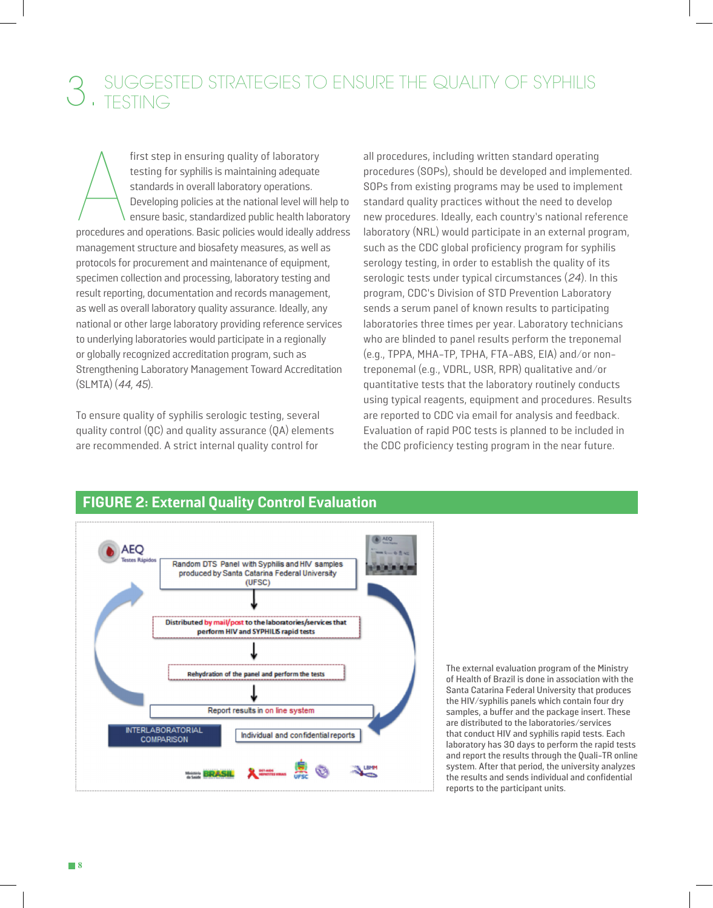# 3. SUGGESTED STRATEGIES TO ENSURE THE QUALITY OF SYPHILIS TESTING

A first step in ensuring quality of laboratory testing for syphilis is maintaining adequate standards in overall laboratory operations. Developing policies at the national level will help to ensure basic, standardized public health laboratory procedures and operations. Basic policies would ideally address management structure and biosafety measures, as well as protocols for procurement and maintenance of equipment, specimen collection and processing, laboratory testing and result reporting, documentation and records management, as well as overall laboratory quality assurance. Ideally, any national or other large laboratory providing reference services to underlying laboratories would participate in a regionally or globally recognized accreditation program, such as Strengthening Laboratory Management Toward Accreditation (SLMTA) (*44, 45*).

To ensure quality of syphilis serologic testing, several quality control (QC) and quality assurance (QA) elements are recommended. A strict internal quality control for all procedures, including written standard operating procedures (SOPs), should be developed and implemented. SOPs from existing programs may be used to implement standard quality practices without the need to develop new procedures. Ideally, each country's national reference laboratory (NRL) would participate in an external program, such as the CDC global proficiency program for syphilis serology testing, in order to establish the quality of its serologic tests under typical circumstances (*24*). In this program, CDC's Division of STD Prevention Laboratory sends a serum panel of known results to participating laboratories three times per year. Laboratory technicians who are blinded to panel results perform the treponemal (e.g., TPPA, MHA-TP, TPHA, FTA-ABS, EIA) and/or non-treponemal (e.g., VDRL, USR, RPR) qualitative and/or quantitative tests that the laboratory routinely conducts using typical reagents, equipment and procedures. Results are reported to CDC via email for analysis and feedback. Evaluation of rapid POC tests is planned to be included in the CDC proficiency testing program in the near future.

**FIGURE 2: External Quality Control Evaluation**

AEQ Testes Rápidos

Random DTS Panel with Syphilis and HIV samples produced by Santa Catarina Federal University (UFSC)

↓

Distributed by mail/post to the laboratories/services that perform HIV and SYPHILIS rapid tests

↓

Rehydration of the panel and perform the tests

↓

Report results in on line system

INTERLABORATORIAL COMPARISON | Individual and confidential reports

The external evaluation program of the Ministry of Health of Brazil is done in association with the Santa Catarina Federal University that produces the HIV/syphilis panels which contain four dry samples, a buffer and the package insert. These are distributed to the laboratories/services that conduct HIV and syphilis rapid tests. Each laboratory has 30 days to perform the rapid tests and report the results through the Quali-TR online system. After that period, the university analyzes the results and sends individual and confidential reports to the participant units.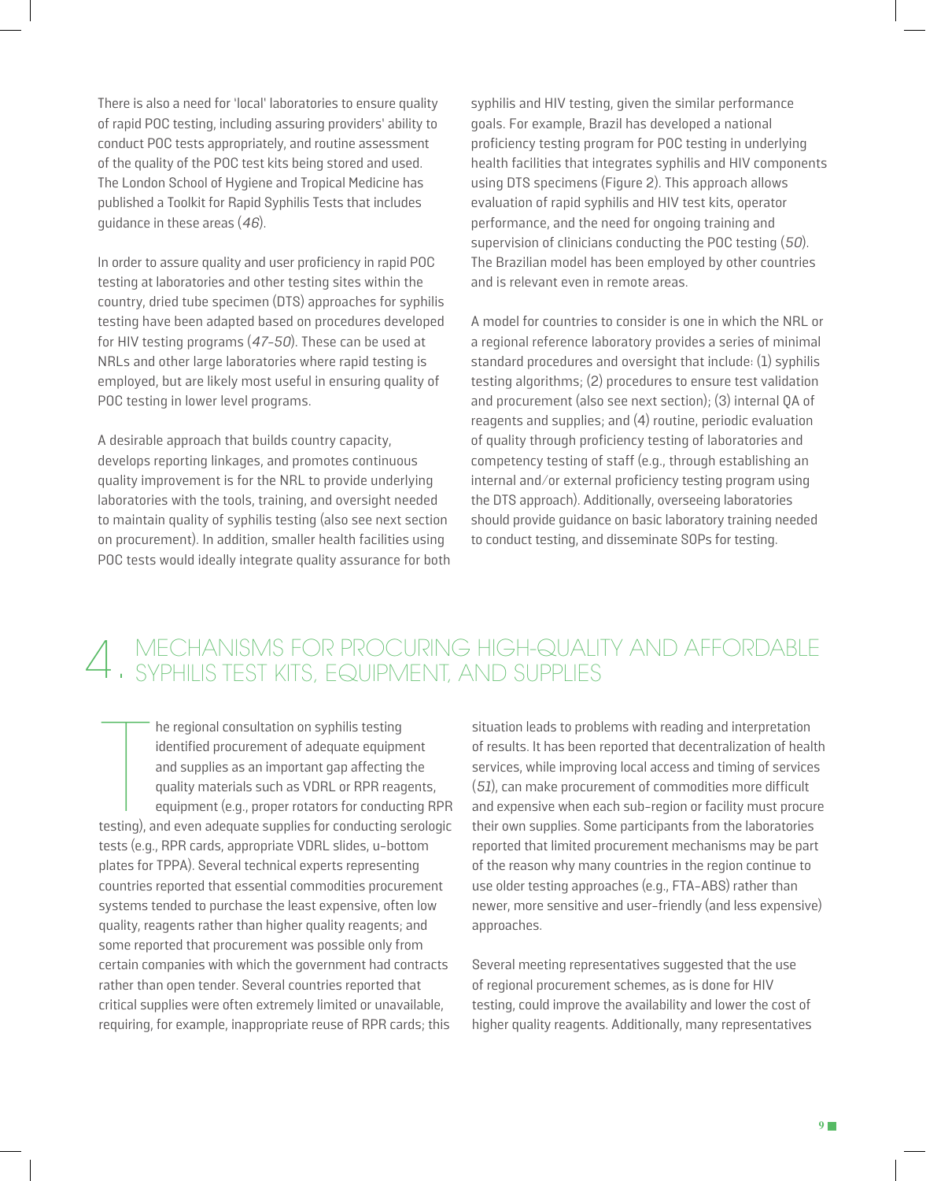There is also a need for 'local' laboratories to ensure quality of rapid POC testing, including assuring providers' ability to conduct POC tests appropriately, and routine assessment of the quality of the POC test kits being stored and used. The London School of Hygiene and Tropical Medicine has published a Toolkit for Rapid Syphilis Tests that includes guidance in these areas (*46*).

In order to assure quality and user proficiency in rapid POC testing at laboratories and other testing sites within the country, dried tube specimen (DTS) approaches for syphilis testing have been adapted based on procedures developed for HIV testing programs (*47–50*). These can be used at NRLs and other large laboratories where rapid testing is employed, but are likely most useful in ensuring quality of POC testing in lower level programs.

A desirable approach that builds country capacity, develops reporting linkages, and promotes continuous quality improvement is for the NRL to provide underlying laboratories with the tools, training, and oversight needed to maintain quality of syphilis testing (also see next section on procurement). In addition, smaller health facilities using POC tests would ideally integrate quality assurance for both syphilis and HIV testing, given the similar performance goals. For example, Brazil has developed a national proficiency testing program for POC testing in underlying health facilities that integrates syphilis and HIV components using DTS specimens (Figure 2). This approach allows evaluation of rapid syphilis and HIV test kits, operator performance, and the need for ongoing training and supervision of clinicians conducting the POC testing (*50*). The Brazilian model has been employed by other countries and is relevant even in remote areas.

A model for countries to consider is one in which the NRL or a regional reference laboratory provides a series of minimal standard procedures and oversight that include: (1) syphilis testing algorithms; (2) procedures to ensure test validation and procurement (also see next section); (3) internal QA of reagents and supplies; and (4) routine, periodic evaluation of quality through proficiency testing of laboratories and competency testing of staff (e.g., through establishing an internal and/or external proficiency testing program using the DTS approach). Additionally, overseeing laboratories should provide guidance on basic laboratory training needed to conduct testing, and disseminate SOPs for testing.

# 4. MECHANISMS FOR PROCURING HIGH-QUALITY AND AFFORDABLE SYPHILIS TEST KITS, EQUIPMENT, AND SUPPLIES

The regional consultation on syphilis testing identified procurement of adequate equipment and supplies as an important gap affecting the quality materials such as VDRL or RPR reagents, equipment (e.g., proper rotators for conducting RPR testing), and even adequate supplies for conducting serologic tests (e.g., RPR cards, appropriate VDRL slides, u-bottom plates for TPPA). Several technical experts representing countries reported that essential commodities procurement systems tended to purchase the least expensive, often low quality, reagents rather than higher quality reagents; and some reported that procurement was possible only from certain companies with which the government had contracts rather than open tender. Several countries reported that critical supplies were often extremely limited or unavailable, requiring, for example, inappropriate reuse of RPR cards; this situation leads to problems with reading and interpretation of results. It has been reported that decentralization of health services, while improving local access and timing of services (*51*), can make procurement of commodities more difficult and expensive when each sub-region or facility must procure their own supplies. Some participants from the laboratories reported that limited procurement mechanisms may be part of the reason why many countries in the region continue to use older testing approaches (e.g., FTA-ABS) rather than newer, more sensitive and user-friendly (and less expensive) approaches.

Several meeting representatives suggested that the use of regional procurement schemes, as is done for HIV testing, could improve the availability and lower the cost of higher quality reagents. Additionally, many representatives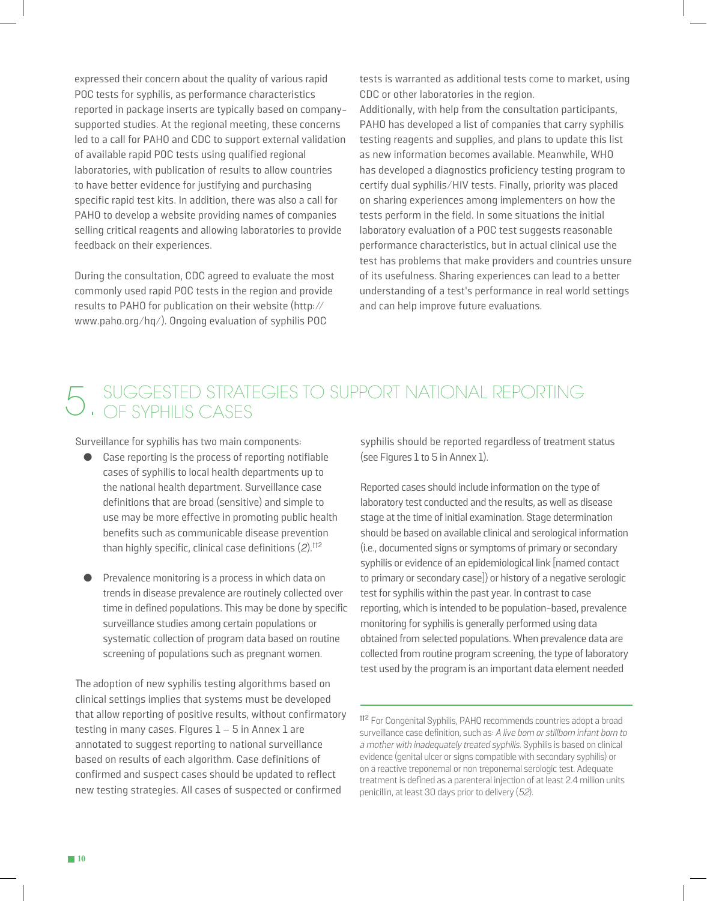expressed their concern about the quality of various rapid POC tests for syphilis, as performance characteristics reported in package inserts are typically based on company-supported studies. At the regional meeting, these concerns led to a call for PAHO and CDC to support external validation of available rapid POC tests using qualified regional laboratories, with publication of results to allow countries to have better evidence for justifying and purchasing specific rapid test kits. In addition, there was also a call for PAHO to develop a website providing names of companies selling critical reagents and allowing laboratories to provide feedback on their experiences.

During the consultation, CDC agreed to evaluate the most commonly used rapid POC tests in the region and provide results to PAHO for publication on their website (http://www.paho.org/hq/). Ongoing evaluation of syphilis POC tests is warranted as additional tests come to market, using CDC or other laboratories in the region.

Additionally, with help from the consultation participants, PAHO has developed a list of companies that carry syphilis testing reagents and supplies, and plans to update this list as new information becomes available. Meanwhile, WHO has developed a diagnostics proficiency testing program to certify dual syphilis/HIV tests. Finally, priority was placed on sharing experiences among implementers on how the tests perform in the field. In some situations the initial laboratory evaluation of a POC test suggests reasonable performance characteristics, but in actual clinical use the test has problems that make providers and countries unsure of its usefulness. Sharing experiences can lead to a better understanding of a test's performance in real world settings and can help improve future evaluations.

# 5. SUGGESTED STRATEGIES TO SUPPORT NATIONAL REPORTING OF SYPHILIS CASES

Surveillance for syphilis has two main components:

- Case reporting is the process of reporting notifiable cases of syphilis to local health departments up to the national health department. Surveillance case definitions that are broad (sensitive) and simple to use may be more effective in promoting public health benefits such as communicable disease prevention than highly specific, clinical case definitions (*2*).[††2]

- Prevalence monitoring is a process in which data on trends in disease prevalence are routinely collected over time in defined populations. This may be done by specific surveillance studies among certain populations or systematic collection of program data based on routine screening of populations such as pregnant women.

The adoption of new syphilis testing algorithms based on clinical settings implies that systems must be developed that allow reporting of positive results, without confirmatory testing in many cases. Figures 1 – 5 in Annex 1 are annotated to suggest reporting to national surveillance based on results of each algorithm. Case definitions of confirmed and suspect cases should be updated to reflect new testing strategies. All cases of suspected or confirmed syphilis should be reported regardless of treatment status (see Figures 1 to 5 in Annex 1).

Reported cases should include information on the type of laboratory test conducted and the results, as well as disease stage at the time of initial examination. Stage determination should be based on available clinical and serological information (i.e., documented signs or symptoms of primary or secondary syphilis or evidence of an epidemiological link [named contact to primary or secondary case]) or history of a negative serologic test for syphilis within the past year. In contrast to case reporting, which is intended to be population-based, prevalence monitoring for syphilis is generally performed using data obtained from selected populations. When prevalence data are collected from routine program screening, the type of laboratory test used by the program is an important data element needed

---

[††2] For Congenital Syphilis, PAHO recommends countries adopt a broad surveillance case definition, such as: *A live born or stillborn infant born to a mother with inadequately treated syphilis.* Syphilis is based on clinical evidence (genital ulcer or signs compatible with secondary syphilis) or on a reactive treponemal or non treponemal serologic test. Adequate treatment is defined as a parenteral injection of at least 2.4 million units penicillin, at least 30 days prior to delivery (*52*).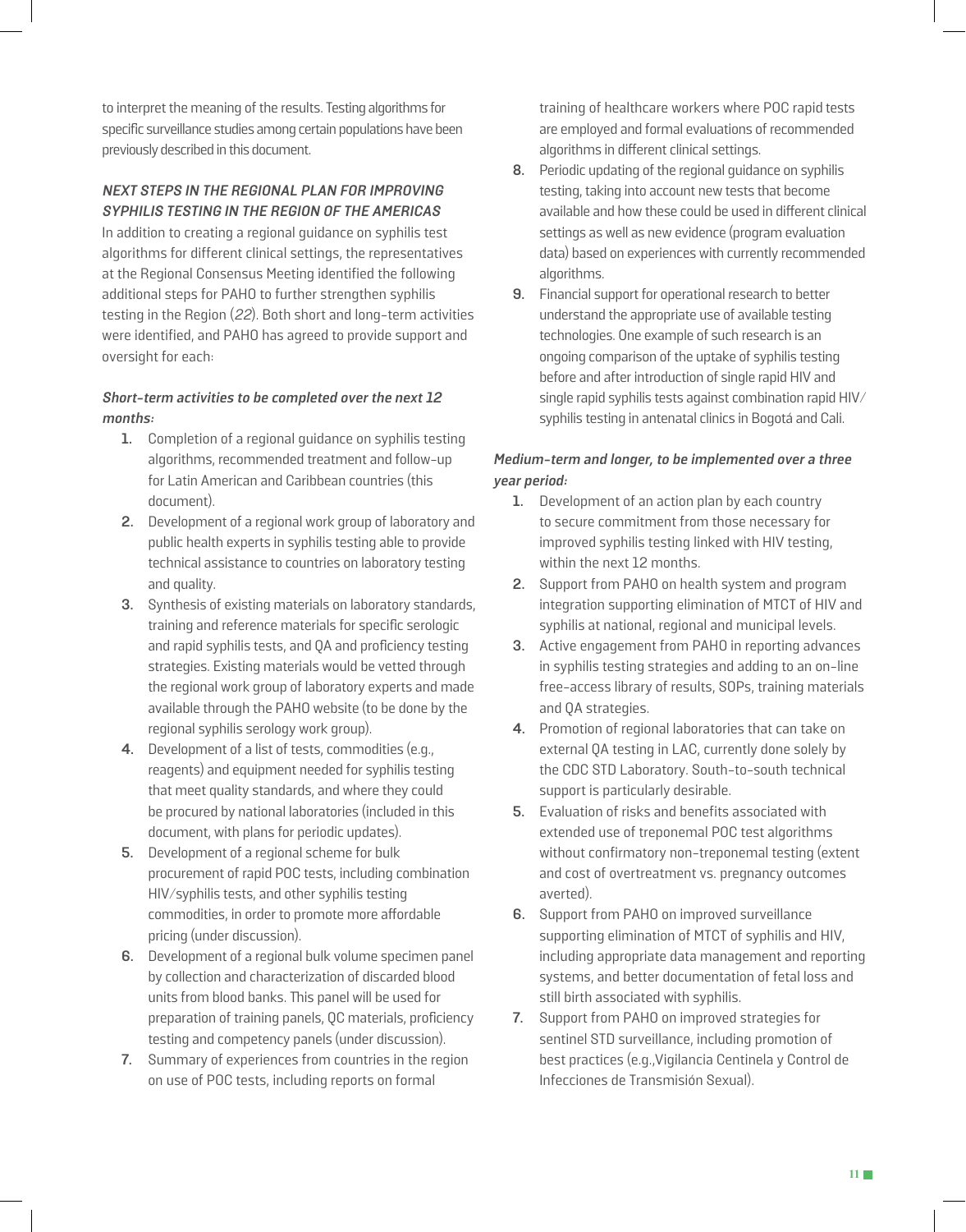to interpret the meaning of the results. Testing algorithms for specific surveillance studies among certain populations have been previously described in this document.

### *NEXT STEPS IN THE REGIONAL PLAN FOR IMPROVING SYPHILIS TESTING IN THE REGION OF THE AMERICAS*

In addition to creating a regional guidance on syphilis test algorithms for different clinical settings, the representatives at the Regional Consensus Meeting identified the following additional steps for PAHO to further strengthen syphilis testing in the Region (*22*). Both short and long-term activities were identified, and PAHO has agreed to provide support and oversight for each:

***Short-term activities to be completed over the next 12 months:***

1. Completion of a regional guidance on syphilis testing algorithms, recommended treatment and follow-up for Latin American and Caribbean countries (this document).
2. Development of a regional work group of laboratory and public health experts in syphilis testing able to provide technical assistance to countries on laboratory testing and quality.
3. Synthesis of existing materials on laboratory standards, training and reference materials for specific serologic and rapid syphilis tests, and QA and proficiency testing strategies. Existing materials would be vetted through the regional work group of laboratory experts and made available through the PAHO website (to be done by the regional syphilis serology work group).
4. Development of a list of tests, commodities (e.g., reagents) and equipment needed for syphilis testing that meet quality standards, and where they could be procured by national laboratories (included in this document, with plans for periodic updates).
5. Development of a regional scheme for bulk procurement of rapid POC tests, including combination HIV/syphilis tests, and other syphilis testing commodities, in order to promote more affordable pricing (under discussion).
6. Development of a regional bulk volume specimen panel by collection and characterization of discarded blood units from blood banks. This panel will be used for preparation of training panels, QC materials, proficiency testing and competency panels (under discussion).
7. Summary of experiences from countries in the region on use of POC tests, including reports on formal training of healthcare workers where POC rapid tests are employed and formal evaluations of recommended algorithms in different clinical settings.
8. Periodic updating of the regional guidance on syphilis testing, taking into account new tests that become available and how these could be used in different clinical settings as well as new evidence (program evaluation data) based on experiences with currently recommended algorithms.
9. Financial support for operational research to better understand the appropriate use of available testing technologies. One example of such research is an ongoing comparison of the uptake of syphilis testing before and after introduction of single rapid HIV and single rapid syphilis tests against combination rapid HIV/syphilis testing in antenatal clinics in Bogotá and Cali.

***Medium-term and longer, to be implemented over a three year period:***

1. Development of an action plan by each country to secure commitment from those necessary for improved syphilis testing linked with HIV testing, within the next 12 months.
2. Support from PAHO on health system and program integration supporting elimination of MTCT of HIV and syphilis at national, regional and municipal levels.
3. Active engagement from PAHO in reporting advances in syphilis testing strategies and adding to an on-line free-access library of results, SOPs, training materials and QA strategies.
4. Promotion of regional laboratories that can take on external QA testing in LAC, currently done solely by the CDC STD Laboratory. South-to-south technical support is particularly desirable.
5. Evaluation of risks and benefits associated with extended use of treponemal POC test algorithms without confirmatory non-treponemal testing (extent and cost of overtreatment vs. pregnancy outcomes averted).
6. Support from PAHO on improved surveillance supporting elimination of MTCT of syphilis and HIV, including appropriate data management and reporting systems, and better documentation of fetal loss and still birth associated with syphilis.
7. Support from PAHO on improved strategies for sentinel STD surveillance, including promotion of best practices (e.g.,Vigilancia Centinela y Control de Infecciones de Transmisión Sexual).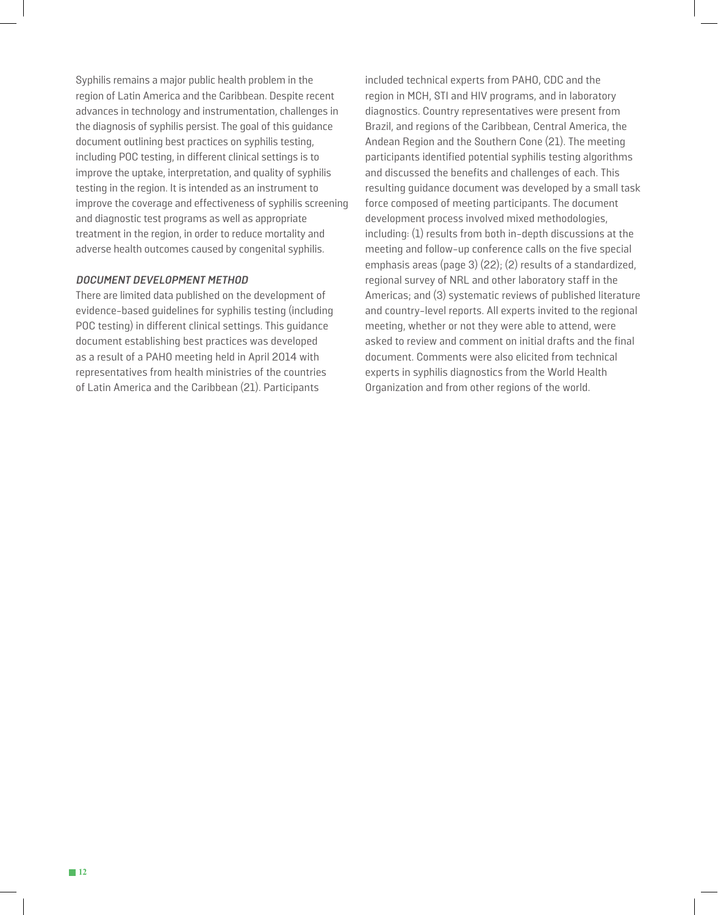Syphilis remains a major public health problem in the region of Latin America and the Caribbean. Despite recent advances in technology and instrumentation, challenges in the diagnosis of syphilis persist. The goal of this guidance document outlining best practices on syphilis testing, including POC testing, in different clinical settings is to improve the uptake, interpretation, and quality of syphilis testing in the region. It is intended as an instrument to improve the coverage and effectiveness of syphilis screening and diagnostic test programs as well as appropriate treatment in the region, in order to reduce mortality and adverse health outcomes caused by congenital syphilis.

### *DOCUMENT DEVELOPMENT METHOD*

There are limited data published on the development of evidence-based guidelines for syphilis testing (including POC testing) in different clinical settings. This guidance document establishing best practices was developed as a result of a PAHO meeting held in April 2014 with representatives from health ministries of the countries of Latin America and the Caribbean (21). Participants included technical experts from PAHO, CDC and the region in MCH, STI and HIV programs, and in laboratory diagnostics. Country representatives were present from Brazil, and regions of the Caribbean, Central America, the Andean Region and the Southern Cone (21). The meeting participants identified potential syphilis testing algorithms and discussed the benefits and challenges of each. This resulting guidance document was developed by a small task force composed of meeting participants. The document development process involved mixed methodologies, including: (1) results from both in-depth discussions at the meeting and follow-up conference calls on the five special emphasis areas (page 3) (22); (2) results of a standardized, regional survey of NRL and other laboratory staff in the Americas; and (3) systematic reviews of published literature and country-level reports. All experts invited to the regional meeting, whether or not they were able to attend, were asked to review and comment on initial drafts and the final document. Comments were also elicited from technical experts in syphilis diagnostics from the World Health Organization and from other regions of the world.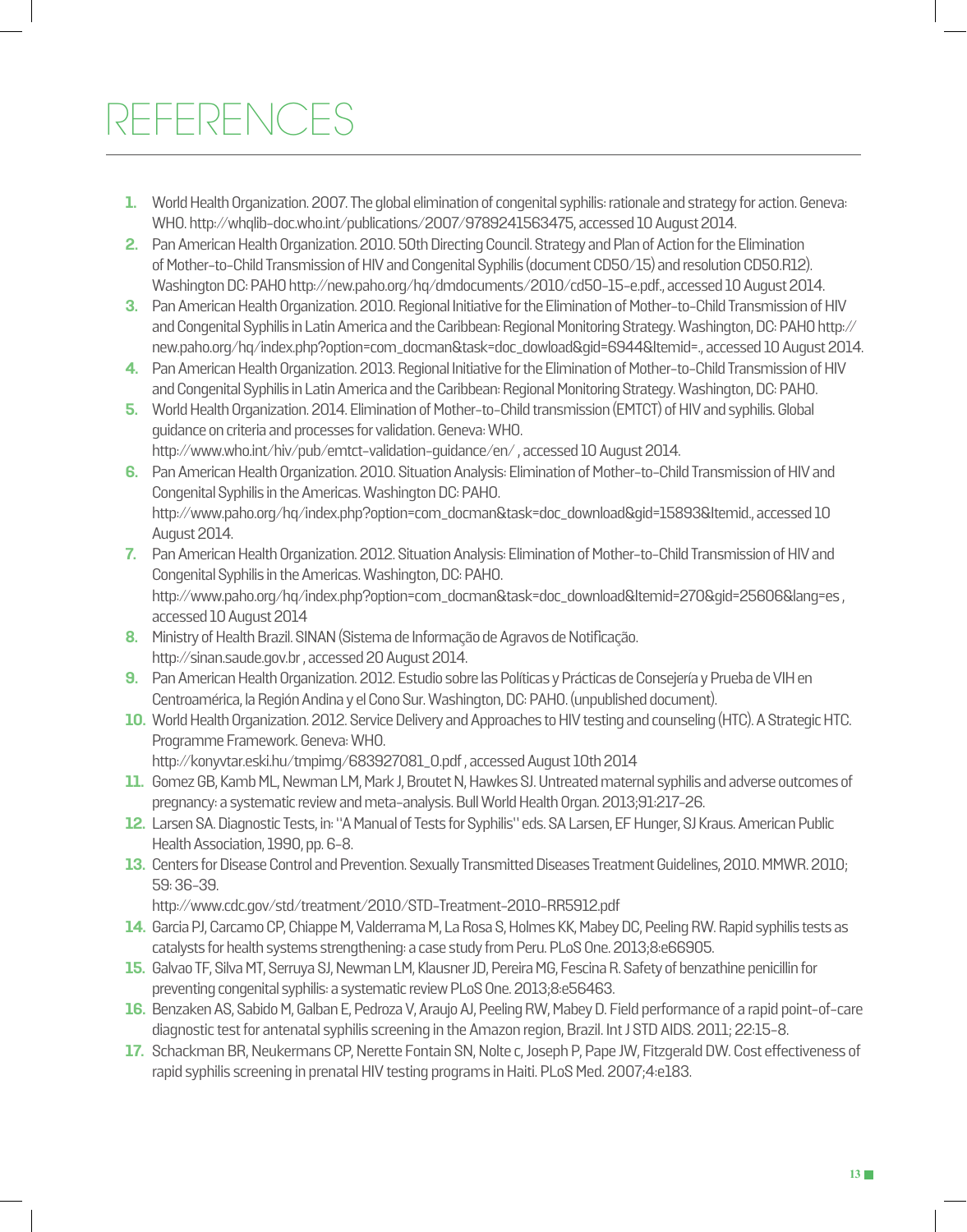# REFERENCES

1. World Health Organization. 2007. The global elimination of congenital syphilis: rationale and strategy for action. Geneva: WHO. http://whqlib-doc.who.int/publications/2007/9789241563475, accessed 10 August 2014.
2. Pan American Health Organization. 2010. 50th Directing Council. Strategy and Plan of Action for the Elimination of Mother-to-Child Transmission of HIV and Congenital Syphilis (document CD50/15) and resolution CD50.R12). Washington DC: PAHO http://new.paho.org/hq/dmdocuments/2010/cd50-15-e.pdf., accessed 10 August 2014.
3. Pan American Health Organization. 2010. Regional Initiative for the Elimination of Mother-to-Child Transmission of HIV and Congenital Syphilis in Latin America and the Caribbean: Regional Monitoring Strategy. Washington, DC: PAHO http://new.paho.org/hq/index.php?option=com_docman&task=doc_dowload&gid=6944&Itemid=., accessed 10 August 2014.
4. Pan American Health Organization. 2013. Regional Initiative for the Elimination of Mother-to-Child Transmission of HIV and Congenital Syphilis in Latin America and the Caribbean: Regional Monitoring Strategy. Washington, DC: PAHO.
5. World Health Organization. 2014. Elimination of Mother-to-Child transmission (EMTCT) of HIV and syphilis. Global guidance on criteria and processes for validation. Geneva: WHO. http://www.who.int/hiv/pub/emtct-validation-guidance/en/ , accessed 10 August 2014.
6. Pan American Health Organization. 2010. Situation Analysis: Elimination of Mother-to-Child Transmission of HIV and Congenital Syphilis in the Americas. Washington DC: PAHO. http://www.paho.org/hq/index.php?option=com_docman&task=doc_download&gid=15893&Itemid., accessed 10 August 2014.
7. Pan American Health Organization. 2012. Situation Analysis: Elimination of Mother-to-Child Transmission of HIV and Congenital Syphilis in the Americas. Washington, DC: PAHO. http://www.paho.org/hq/index.php?option=com_docman&task=doc_download&Itemid=270&gid=25606&lang=es , accessed 10 August 2014
8. Ministry of Health Brazil. SINAN (Sistema de Informação de Agravos de Notificação. http://sinan.saude.gov.br , accessed 20 August 2014.
9. Pan American Health Organization. 2012. Estudio sobre las Políticas y Prácticas de Consejería y Prueba de VIH en Centroamérica, la Región Andina y el Cono Sur. Washington, DC: PAHO. (unpublished document).
10. World Health Organization. 2012. Service Delivery and Approaches to HIV testing and counseling (HTC). A Strategic HTC. Programme Framework. Geneva: WHO. http://konyvtar.eski.hu/tmpimg/683927081_0.pdf , accessed August 10th 2014
11. Gomez GB, Kamb ML, Newman LM, Mark J, Broutet N, Hawkes SJ. Untreated maternal syphilis and adverse outcomes of pregnancy: a systematic review and meta-analysis. Bull World Health Organ. 2013;91:217-26.
12. Larsen SA. Diagnostic Tests, in: ''A Manual of Tests for Syphilis'' eds. SA Larsen, EF Hunger, SJ Kraus. American Public Health Association, 1990, pp. 6-8.
13. Centers for Disease Control and Prevention. Sexually Transmitted Diseases Treatment Guidelines, 2010. MMWR. 2010; 59: 36-39. http://www.cdc.gov/std/treatment/2010/STD-Treatment-2010-RR5912.pdf
14. Garcia PJ, Carcamo CP, Chiappe M, Valderrama M, La Rosa S, Holmes KK, Mabey DC, Peeling RW. Rapid syphilis tests as catalysts for health systems strengthening: a case study from Peru. PLoS One. 2013;8:e66905.
15. Galvao TF, Silva MT, Serruya SJ, Newman LM, Klausner JD, Pereira MG, Fescina R. Safety of benzathine penicillin for preventing congenital syphilis: a systematic review PLoS One. 2013;8:e56463.
16. Benzaken AS, Sabido M, Galban E, Pedroza V, Araujo AJ, Peeling RW, Mabey D. Field performance of a rapid point-of-care diagnostic test for antenatal syphilis screening in the Amazon region, Brazil. Int J STD AIDS. 2011; 22:15-8.
17. Schackman BR, Neukermans CP, Nerette Fontain SN, Nolte c, Joseph P, Pape JW, Fitzgerald DW. Cost effectiveness of rapid syphilis screening in prenatal HIV testing programs in Haiti. PLoS Med. 2007;4:e183.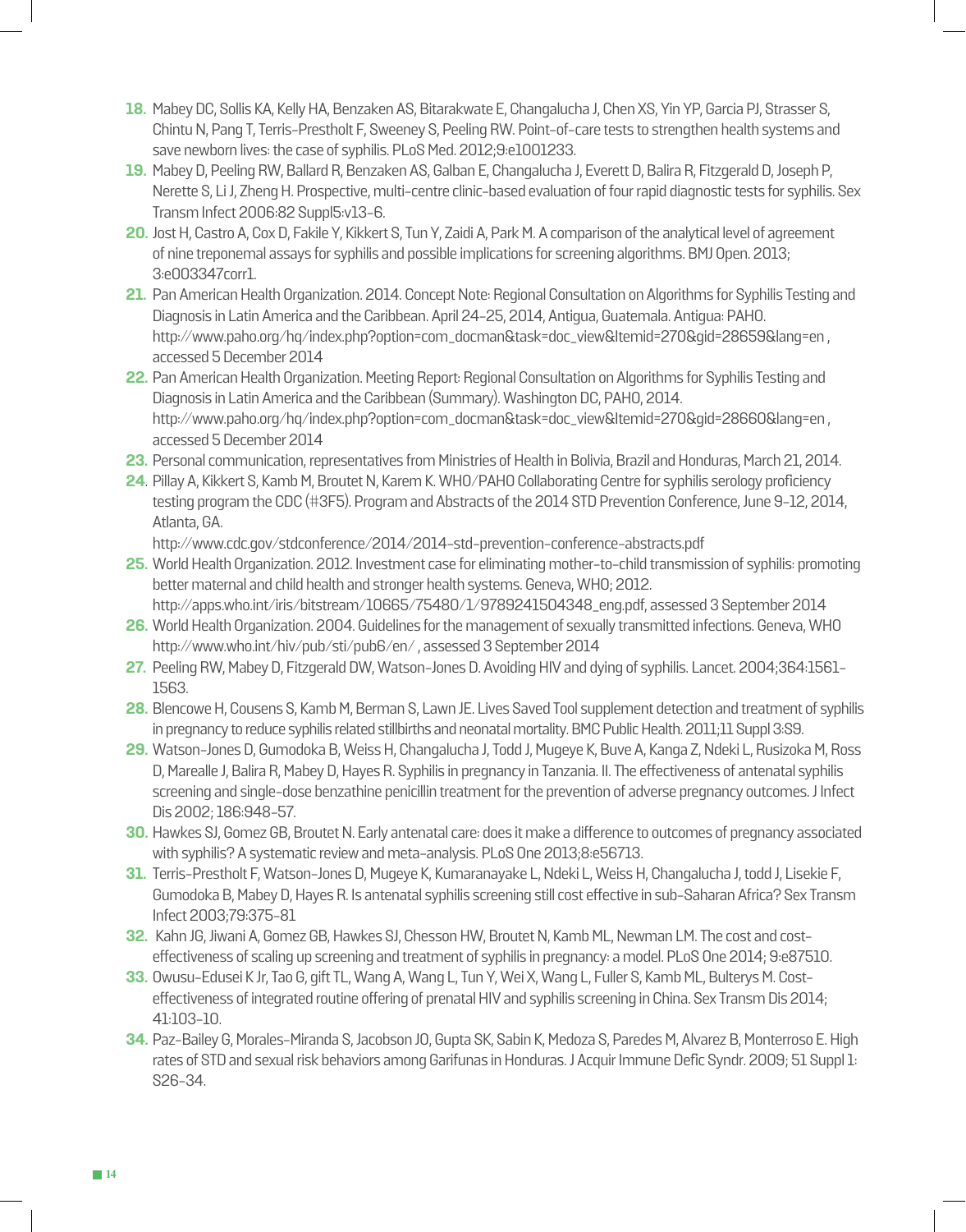18. Mabey DC, Sollis KA, Kelly HA, Benzaken AS, Bitarakwate E, Changalucha J, Chen XS, Yin YP, Garcia PJ, Strasser S, Chintu N, Pang T, Terris-Prestholt F, Sweeney S, Peeling RW. Point-of-care tests to strengthen health systems and save newborn lives: the case of syphilis. PLoS Med. 2012;9:e1001233.
19. Mabey D, Peeling RW, Ballard R, Benzaken AS, Galban E, Changalucha J, Everett D, Balira R, Fitzgerald D, Joseph P, Nerette S, Li J, Zheng H. Prospective, multi-centre clinic-based evaluation of four rapid diagnostic tests for syphilis. Sex Transm Infect 2006:82 Suppl5:v13-6.
20. Jost H, Castro A, Cox D, Fakile Y, Kikkert S, Tun Y, Zaidi A, Park M. A comparison of the analytical level of agreement of nine treponemal assays for syphilis and possible implications for screening algorithms. BMJ Open. 2013; 3:e003347corr1.
21. Pan American Health Organization. 2014. Concept Note: Regional Consultation on Algorithms for Syphilis Testing and Diagnosis in Latin America and the Caribbean. April 24-25, 2014, Antigua, Guatemala. Antigua: PAHO. http://www.paho.org/hq/index.php?option=com_docman&task=doc_view&Itemid=270&gid=28659&lang=en , accessed 5 December 2014
22. Pan American Health Organization. Meeting Report: Regional Consultation on Algorithms for Syphilis Testing and Diagnosis in Latin America and the Caribbean (Summary). Washington DC, PAHO, 2014. http://www.paho.org/hq/index.php?option=com_docman&task=doc_view&Itemid=270&gid=28660&lang=en , accessed 5 December 2014
23. Personal communication, representatives from Ministries of Health in Bolivia, Brazil and Honduras, March 21, 2014.
24. Pillay A, Kikkert S, Kamb M, Broutet N, Karem K. WHO/PAHO Collaborating Centre for syphilis serology proficiency testing program the CDC (#3F5). Program and Abstracts of the 2014 STD Prevention Conference, June 9-12, 2014, Atlanta, GA.
http://www.cdc.gov/stdconference/2014/2014-std-prevention-conference-abstracts.pdf
25. World Health Organization. 2012. Investment case for eliminating mother-to-child transmission of syphilis: promoting better maternal and child health and stronger health systems. Geneva, WHO; 2012.
http://apps.who.int/iris/bitstream/10665/75480/1/9789241504348_eng.pdf, assessed 3 September 2014
26. World Health Organization. 2004. Guidelines for the management of sexually transmitted infections. Geneva, WHO http://www.who.int/hiv/pub/sti/pub6/en/ , assessed 3 September 2014
27. Peeling RW, Mabey D, Fitzgerald DW, Watson-Jones D. Avoiding HIV and dying of syphilis. Lancet. 2004;364:1561-1563.
28. Blencowe H, Cousens S, Kamb M, Berman S, Lawn JE. Lives Saved Tool supplement detection and treatment of syphilis in pregnancy to reduce syphilis related stillbirths and neonatal mortality. BMC Public Health. 2011;11 Suppl 3:S9.
29. Watson-Jones D, Gumodoka B, Weiss H, Changalucha J, Todd J, Mugeye K, Buve A, Kanga Z, Ndeki L, Rusizoka M, Ross D, Marealle J, Balira R, Mabey D, Hayes R. Syphilis in pregnancy in Tanzania. II. The effectiveness of antenatal syphilis screening and single-dose benzathine penicillin treatment for the prevention of adverse pregnancy outcomes. J Infect Dis 2002; 186:948-57.
30. Hawkes SJ, Gomez GB, Broutet N. Early antenatal care: does it make a difference to outcomes of pregnancy associated with syphilis? A systematic review and meta-analysis. PLoS One 2013;8:e56713.
31. Terris-Prestholt F, Watson-Jones D, Mugeye K, Kumaranayake L, Ndeki L, Weiss H, Changalucha J, todd J, Lisekie F, Gumodoka B, Mabey D, Hayes R. Is antenatal syphilis screening still cost effective in sub-Saharan Africa? Sex Transm Infect 2003;79:375-81
32. Kahn JG, Jiwani A, Gomez GB, Hawkes SJ, Chesson HW, Broutet N, Kamb ML, Newman LM. The cost and cost-effectiveness of scaling up screening and treatment of syphilis in pregnancy: a model. PLoS One 2014; 9:e87510.
33. Owusu-Edusei K Jr, Tao G, gift TL, Wang A, Wang L, Tun Y, Wei X, Wang L, Fuller S, Kamb ML, Bulterys M. Cost-effectiveness of integrated routine offering of prenatal HIV and syphilis screening in China. Sex Transm Dis 2014; 41:103-10.
34. Paz-Bailey G, Morales-Miranda S, Jacobson JO, Gupta SK, Sabin K, Medoza S, Paredes M, Alvarez B, Monterroso E. High rates of STD and sexual risk behaviors among Garifunas in Honduras. J Acquir Immune Defic Syndr. 2009; 51 Suppl 1: S26-34.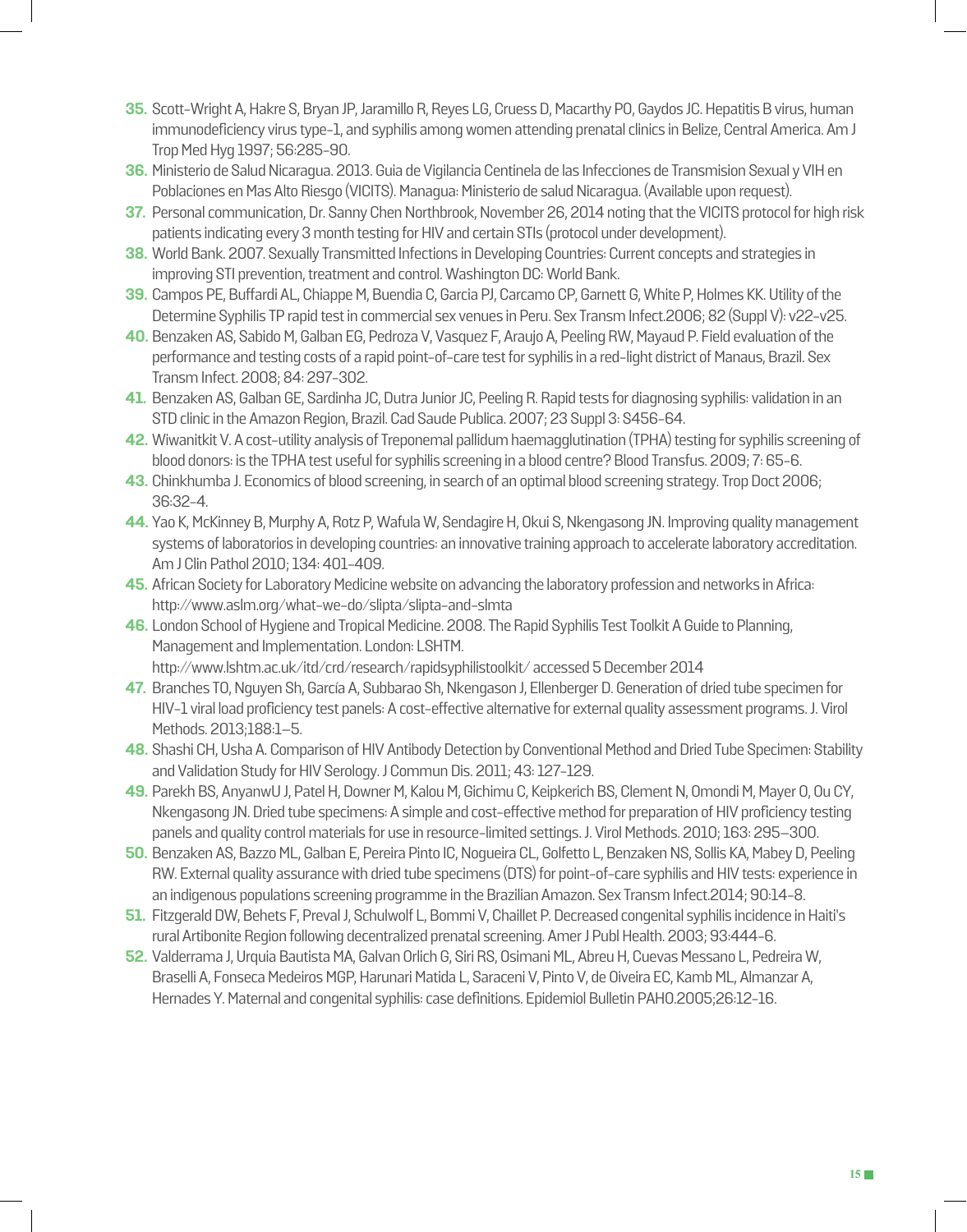35. Scott-Wright A, Hakre S, Bryan JP, Jaramillo R, Reyes LG, Cruess D, Macarthy PO, Gaydos JC. Hepatitis B virus, human immunodeficiency virus type-1, and syphilis among women attending prenatal clinics in Belize, Central America. Am J Trop Med Hyg 1997; 56:285-90.
36. Ministerio de Salud Nicaragua. 2013. Guia de Vigilancia Centinela de las Infecciones de Transmision Sexual y VIH en Poblaciones en Mas Alto Riesgo (VICITS). Managua: Ministerio de salud Nicaragua. (Available upon request).
37. Personal communication, Dr. Sanny Chen Northbrook, November 26, 2014 noting that the VICITS protocol for high risk patients indicating every 3 month testing for HIV and certain STIs (protocol under development).
38. World Bank. 2007. Sexually Transmitted Infections in Developing Countries: Current concepts and strategies in improving STI prevention, treatment and control. Washington DC: World Bank.
39. Campos PE, Buffardi AL, Chiappe M, Buendia C, Garcia PJ, Carcamo CP, Garnett G, White P, Holmes KK. Utility of the Determine Syphilis TP rapid test in commercial sex venues in Peru. Sex Transm Infect.2006; 82 (Suppl V): v22-v25.
40. Benzaken AS, Sabido M, Galban EG, Pedroza V, Vasquez F, Araujo A, Peeling RW, Mayaud P. Field evaluation of the performance and testing costs of a rapid point-of-care test for syphilis in a red-light district of Manaus, Brazil. Sex Transm Infect. 2008; 84: 297-302.
41. Benzaken AS, Galban GE, Sardinha JC, Dutra Junior JC, Peeling R. Rapid tests for diagnosing syphilis: validation in an STD clinic in the Amazon Region, Brazil. Cad Saude Publica. 2007; 23 Suppl 3: S456-64.
42. Wiwanitkit V. A cost-utility analysis of Treponemal pallidum haemagglutination (TPHA) testing for syphilis screening of blood donors: is the TPHA test useful for syphilis screening in a blood centre? Blood Transfus. 2009; 7: 65-6.
43. Chinkhumba J. Economics of blood screening, in search of an optimal blood screening strategy. Trop Doct 2006; 36:32-4.
44. Yao K, McKinney B, Murphy A, Rotz P, Wafula W, Sendagire H, Okui S, Nkengasong JN. Improving quality management systems of laboratorios in developing countries: an innovative training approach to accelerate laboratory accreditation. Am J Clin Pathol 2010; 134: 401-409.
45. African Society for Laboratory Medicine website on advancing the laboratory profession and networks in Africa: http://www.aslm.org/what-we-do/slipta/slipta-and-slmta
46. London School of Hygiene and Tropical Medicine. 2008. The Rapid Syphilis Test Toolkit A Guide to Planning, Management and Implementation. London: LSHTM. http://www.lshtm.ac.uk/itd/crd/research/rapidsyphilistoolkit/ accessed 5 December 2014
47. Branches TO, Nguyen Sh, García A, Subbarao Sh, Nkengason J, Ellenberger D. Generation of dried tube specimen for HIV-1 viral load proficiency test panels: A cost-effective alternative for external quality assessment programs. J. Virol Methods. 2013;188:1–5.
48. Shashi CH, Usha A. Comparison of HIV Antibody Detection by Conventional Method and Dried Tube Specimen: Stability and Validation Study for HIV Serology. J Commun Dis. 2011; 43: 127-129.
49. Parekh BS, AnyanwU J, Patel H, Downer M, Kalou M, Gichimu C, Keipkerich BS, Clement N, Omondi M, Mayer O, Ou CY, Nkengasong JN. Dried tube specimens: A simple and cost-effective method for preparation of HIV proficiency testing panels and quality control materials for use in resource-limited settings. J. Virol Methods. 2010; 163: 295–300.
50. Benzaken AS, Bazzo ML, Galban E, Pereira Pinto IC, Nogueira CL, Golfetto L, Benzaken NS, Sollis KA, Mabey D, Peeling RW. External quality assurance with dried tube specimens (DTS) for point-of-care syphilis and HIV tests: experience in an indigenous populations screening programme in the Brazilian Amazon. Sex Transm Infect.2014; 90:14-8.
51. Fitzgerald DW, Behets F, Preval J, Schulwolf L, Bommi V, Chaillet P. Decreased congenital syphilis incidence in Haiti's rural Artibonite Region following decentralized prenatal screening. Amer J Publ Health. 2003; 93:444-6.
52. Valderrama J, Urquia Bautista MA, Galvan Orlich G, Siri RS, Osimani ML, Abreu H, Cuevas Messano L, Pedreira W, Braselli A, Fonseca Medeiros MGP, Harunari Matida L, Saraceni V, Pinto V, de Oiveira EC, Kamb ML, Almanzar A, Hernades Y. Maternal and congenital syphilis: case definitions. Epidemiol Bulletin PAHO.2005;26:12-16.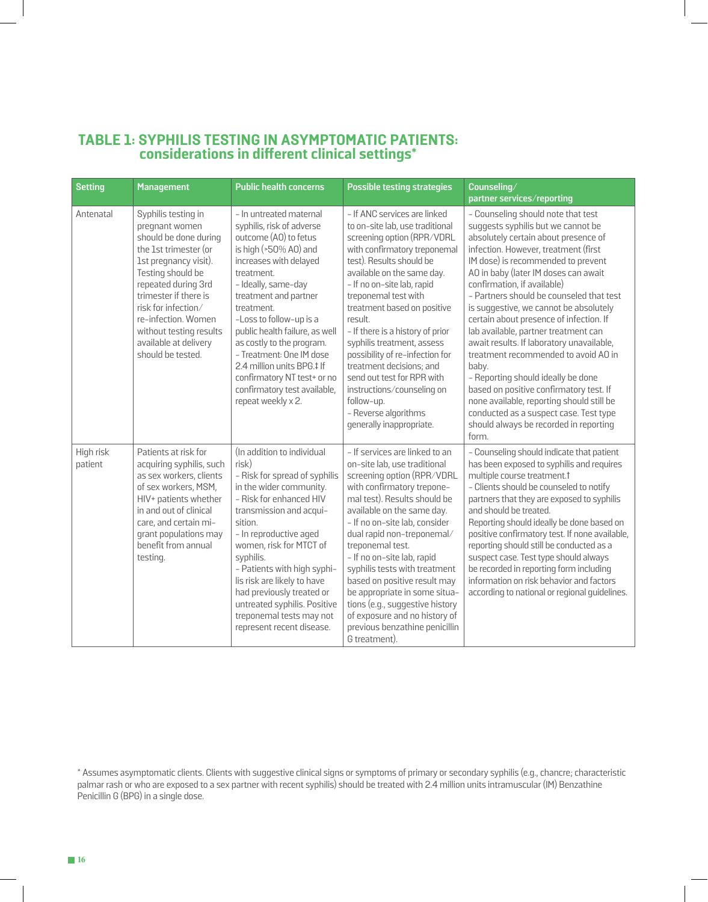## TABLE 1: SYPHILIS TESTING IN ASYMPTOMATIC PATIENTS: considerations in different clinical settings*

| Setting | Management | Public health concerns | Possible testing strategies | Counseling/ partner services/reporting |
|---|---|---|---|---|
| Antenatal | Syphilis testing in pregnant women should be done during the 1st trimester (or 1st pregnancy visit). Testing should be repeated during 3rd trimester if there is risk for infection/ re-infection. Women without testing results available at delivery should be tested. | - In untreated maternal syphilis, risk of adverse outcome (AO) to fetus is high (>50% AO) and increases with delayed treatment.<br>- Ideally, same-day treatment and partner treatment.<br>-Loss to follow-up is a public health failure, as well as costly to the program.<br>- Treatment: One IM dose 2.4 million units BPG.‡ If confirmatory NT test+ or no confirmatory test available, repeat weekly x 2. | - If ANC services are linked to on-site lab, use traditional screening option (RPR/VDRL with confirmatory treponemal test). Results should be available on the same day.<br>- If no on-site lab, rapid treponemal test with treatment based on positive result.<br>- If there is a history of prior syphilis treatment, assess possibility of re-infection for treatment decisions; and send out test for RPR with instructions/counseling on follow-up.<br>- Reverse algorithms generally inappropriate. | - Counseling should note that test suggests syphilis but we cannot be absolutely certain about presence of infection. However, treatment (first IM dose) is recommended to prevent AO in baby (later IM doses can await confirmation, if available)<br>- Partners should be counseled that test is suggestive, we cannot be absolutely certain about presence of infection. If lab available, partner treatment can await results. If laboratory unavailable, treatment recommended to avoid AO in baby.<br>- Reporting should ideally be done based on positive confirmatory test. If none available, reporting should still be conducted as a suspect case. Test type should always be recorded in reporting form. |
| High risk patient | Patients at risk for acquiring syphilis, such as sex workers, clients of sex workers, MSM, HIV+ patients whether in and out of clinical care, and certain migrant populations may benefit from annual testing. | (In addition to individual risk)<br>- Risk for spread of syphilis in the wider community.<br>- Risk for enhanced HIV transmission and acquisition.<br>- In reproductive aged women, risk for MTCT of syphilis.<br>- Patients with high syphilis risk are likely to have had previously treated or untreated syphilis. Positive treponemal tests may not represent recent disease. | - If services are linked to an on-site lab, use traditional screening option (RPR/VDRL with confirmatory treponemal test). Results should be available on the same day.<br>- If no on-site lab, consider dual rapid non-treponemal/ treponemal test.<br>- If no on-site lab, rapid syphilis tests with treatment based on positive result may be appropriate in some situations (e.g., suggestive history of exposure and no history of previous benzathine penicillin G treatment). | - Counseling should indicate that patient has been exposed to syphilis and requires multiple course treatment.†<br>- Clients should be counseled to notify partners that they are exposed to syphilis and should be treated.<br>Reporting should ideally be done based on positive confirmatory test. If none available, reporting should still be conducted as a suspect case. Test type should always be recorded in reporting form including information on risk behavior and factors according to national or regional guidelines. |

* Assumes asymptomatic clients. Clients with suggestive clinical signs or symptoms of primary or secondary syphilis (e.g., chancre; characteristic palmar rash or who are exposed to a sex partner with recent syphilis) should be treated with 2.4 million units intramuscular (IM) Benzathine Penicillin G (BPG) in a single dose.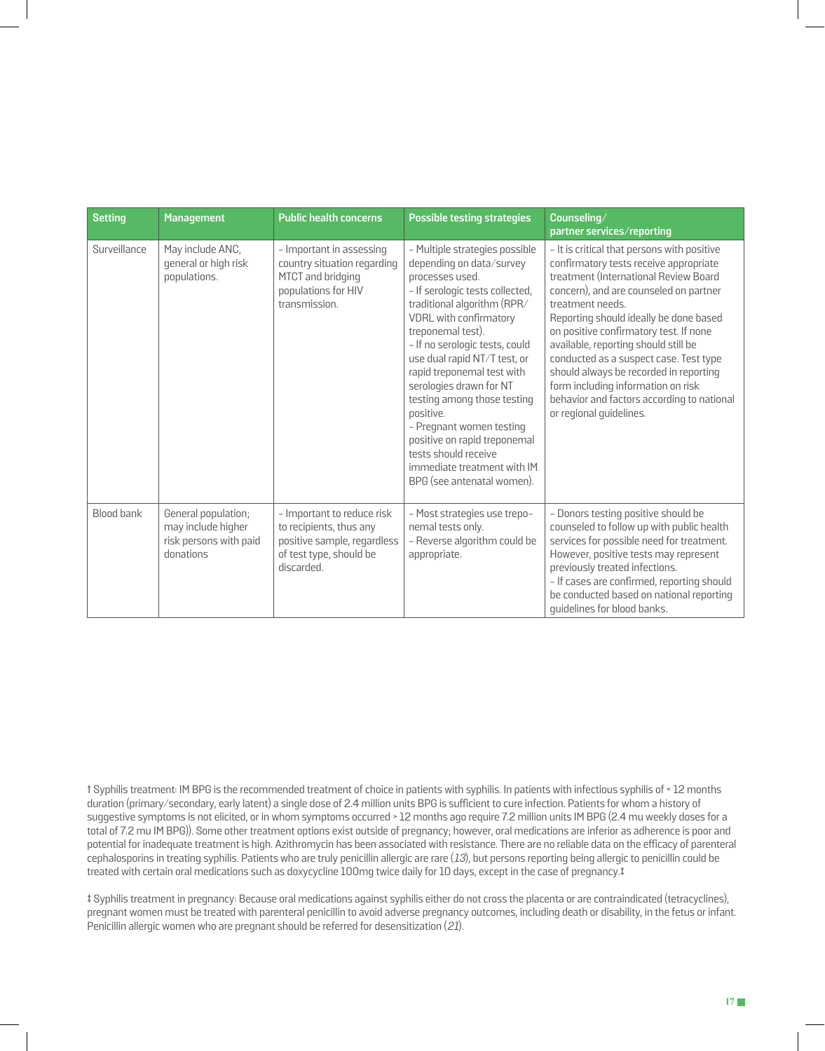| Setting | Management | Public health concerns | Possible testing strategies | Counseling/ partner services/reporting |
|---|---|---|---|---|
| Surveillance | May include ANC, general or high risk populations. | - Important in assessing country situation regarding MTCT and bridging populations for HIV transmission. | - Multiple strategies possible depending on data/survey processes used.<br>- If serologic tests collected, traditional algorithm (RPR/ VDRL with confirmatory treponemal test).<br>- If no serologic tests, could use dual rapid NT/T test, or rapid treponemal test with serologies drawn for NT testing among those testing positive.<br>- Pregnant women testing positive on rapid treponemal tests should receive immediate treatment with IM BPG (see antenatal women). | - It is critical that persons with positive confirmatory tests receive appropriate treatment (International Review Board concern), and are counseled on partner treatment needs.<br>Reporting should ideally be done based on positive confirmatory test. If none available, reporting should still be conducted as a suspect case. Test type should always be recorded in reporting form including information on risk behavior and factors according to national or regional guidelines. |
| Blood bank | General population; may include higher risk persons with paid donations | - Important to reduce risk to recipients, thus any positive sample, regardless of test type, should be discarded. | - Most strategies use treponemal tests only.<br>- Reverse algorithm could be appropriate. | - Donors testing positive should be counseled to follow up with public health services for possible need for treatment. However, positive tests may represent previously treated infections.<br>- If cases are confirmed, reporting should be conducted based on national reporting guidelines for blood banks. |

† Syphilis treatment: IM BPG is the recommended treatment of choice in patients with syphilis. In patients with infectious syphilis of < 12 months duration (primary/secondary, early latent) a single dose of 2.4 million units BPG is sufficient to cure infection. Patients for whom a history of suggestive symptoms is not elicited, or in whom symptoms occurred > 12 months ago require 7.2 million units IM BPG (2.4 mu weekly doses for a total of 7.2 mu IM BPG)). Some other treatment options exist outside of pregnancy; however, oral medications are inferior as adherence is poor and potential for inadequate treatment is high. Azithromycin has been associated with resistance. There are no reliable data on the efficacy of parenteral cephalosporins in treating syphilis. Patients who are truly penicillin allergic are rare (*13*), but persons reporting being allergic to penicillin could be treated with certain oral medications such as doxycycline 100mg twice daily for 10 days, except in the case of pregnancy.‡

‡ Syphilis treatment in pregnancy: Because oral medications against syphilis either do not cross the placenta or are contraindicated (tetracyclines), pregnant women must be treated with parenteral penicillin to avoid adverse pregnancy outcomes, including death or disability, in the fetus or infant. Penicillin allergic women who are pregnant should be referred for desensitization (*21*).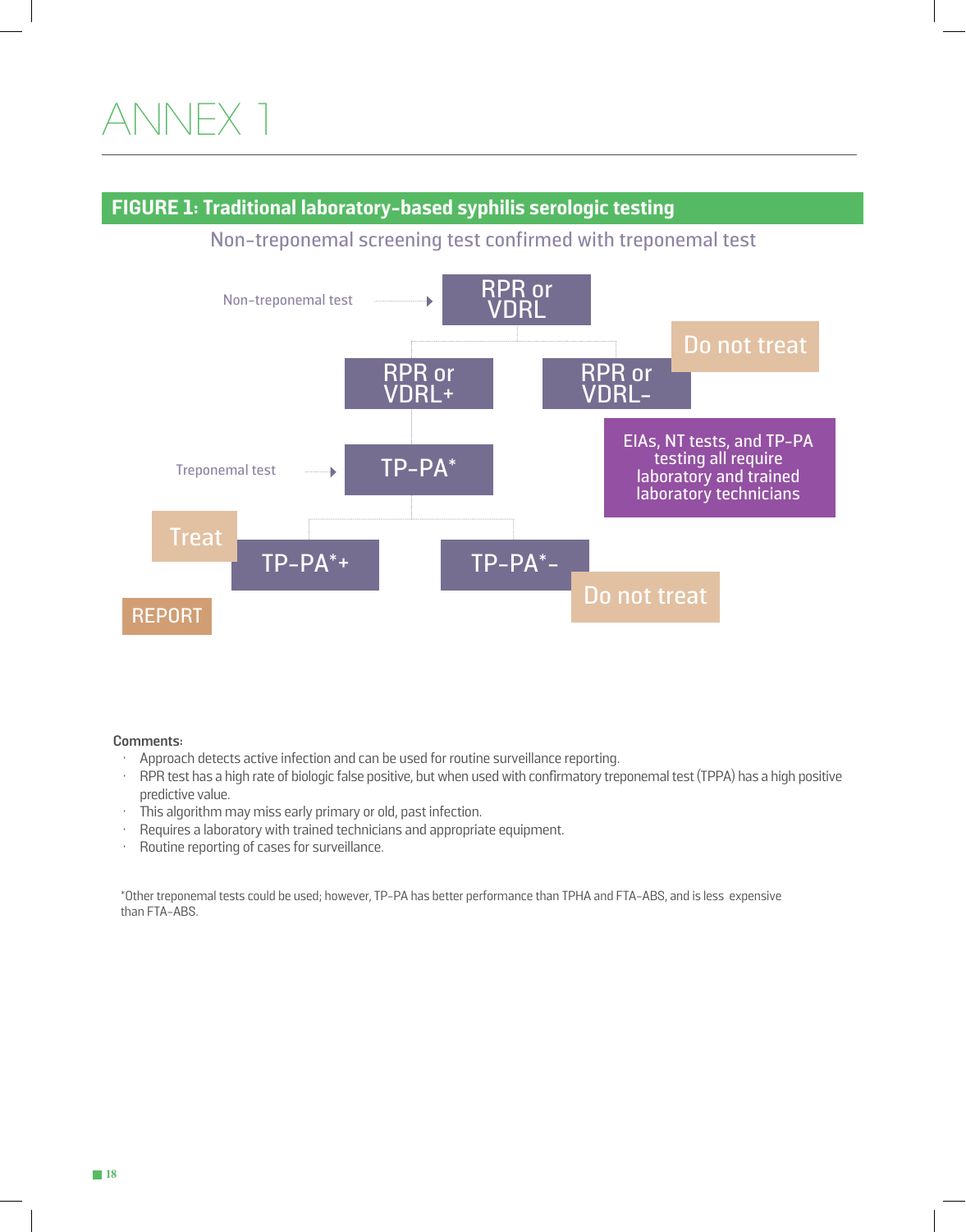# ANNEX 1

## FIGURE 1: Traditional laboratory-based syphilis serologic testing

Non-treponemal screening test confirmed with treponemal test

Non-treponemal test → RPR or VDRL

- RPR or VDRL+
  - Treponemal test → TP-PA*
    - TP-PA*+ → Treat → REPORT
    - TP-PA*- → Do not treat
- RPR or VDRL- → Do not treat

EIAs, NT tests, and TP-PA testing all require laboratory and trained laboratory technicians

**Comments:**

- Approach detects active infection and can be used for routine surveillance reporting.
- RPR test has a high rate of biologic false positive, but when used with confirmatory treponemal test (TPPA) has a high positive predictive value.
- This algorithm may miss early primary or old, past infection.
- Requires a laboratory with trained technicians and appropriate equipment.
- Routine reporting of cases for surveillance.

*Other treponemal tests could be used; however, TP-PA has better performance than TPHA and FTA-ABS, and is less expensive than FTA-ABS.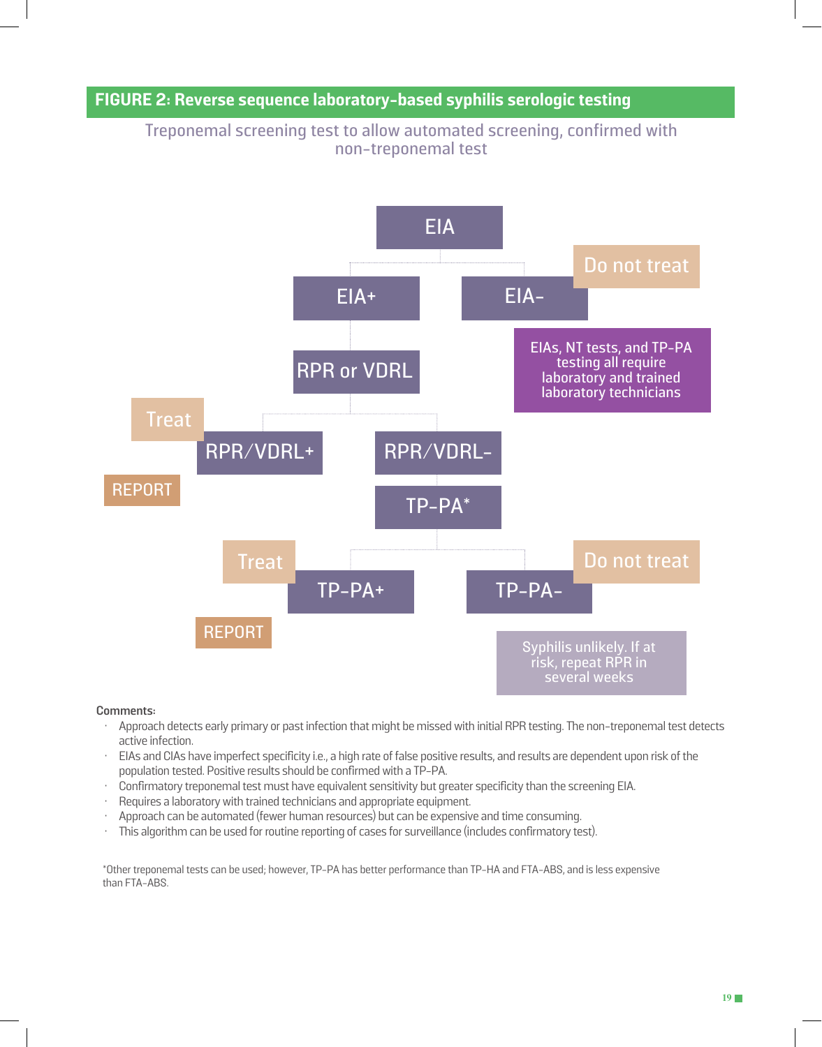## FIGURE 2: Reverse sequence laboratory-based syphilis serologic testing

Treponemal screening test to allow automated screening, confirmed with non-treponemal test

EIA

EIA+ | EIA- → Do not treat

EIAs, NT tests, and TP-PA testing all require laboratory and trained laboratory technicians

RPR or VDRL

RPR/VDRL+ → Treat, REPORT

RPR/VDRL-

TP-PA*

TP-PA+ → Treat, REPORT

TP-PA- → Do not treat

Syphilis unlikely. If at risk, repeat RPR in several weeks

**Comments:**

- Approach detects early primary or past infection that might be missed with initial RPR testing. The non-treponemal test detects active infection.
- EIAs and CIAs have imperfect specificity i.e., a high rate of false positive results, and results are dependent upon risk of the population tested. Positive results should be confirmed with a TP-PA.
- Confirmatory treponemal test must have equivalent sensitivity but greater specificity than the screening EIA.
- Requires a laboratory with trained technicians and appropriate equipment.
- Approach can be automated (fewer human resources) but can be expensive and time consuming.
- This algorithm can be used for routine reporting of cases for surveillance (includes confirmatory test).

*Other treponemal tests can be used; however, TP-PA has better performance than TP-HA and FTA-ABS, and is less expensive than FTA-ABS.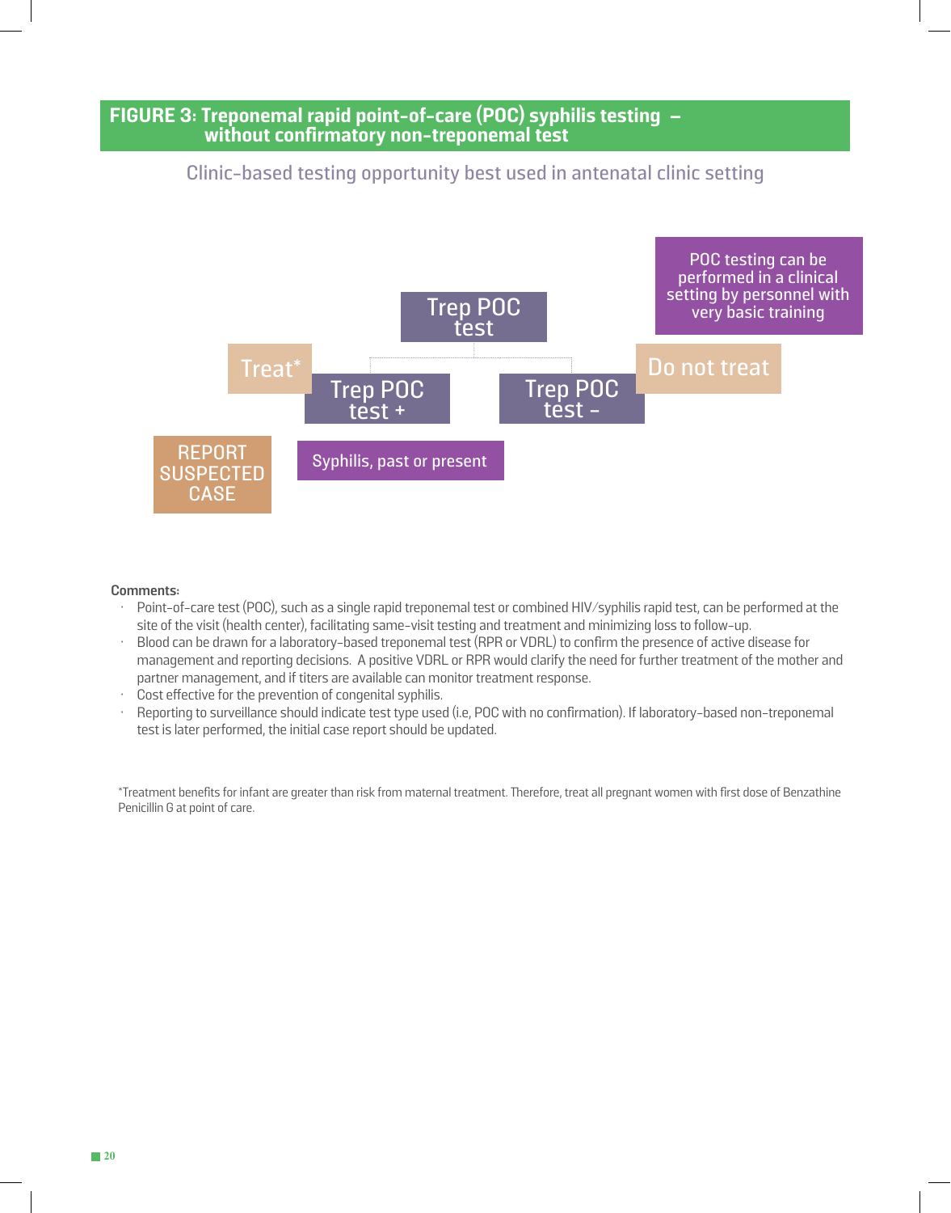## FIGURE 3: Treponemal rapid point-of-care (POC) syphilis testing – without confirmatory non-treponemal test

Clinic-based testing opportunity best used in antenatal clinic setting

POC testing can be performed in a clinical setting by personnel with very basic training

Trep POC test

- Trep POC test + → Treat* → Syphilis, past or present → REPORT SUSPECTED CASE
- Trep POC test – → Do not treat

**Comments:**

- Point-of-care test (POC), such as a single rapid treponemal test or combined HIV/syphilis rapid test, can be performed at the site of the visit (health center), facilitating same-visit testing and treatment and minimizing loss to follow-up.
- Blood can be drawn for a laboratory-based treponemal test (RPR or VDRL) to confirm the presence of active disease for management and reporting decisions. A positive VDRL or RPR would clarify the need for further treatment of the mother and partner management, and if titers are available can monitor treatment response.
- Cost effective for the prevention of congenital syphilis.
- Reporting to surveillance should indicate test type used (i.e, POC with no confirmation). If laboratory-based non-treponemal test is later performed, the initial case report should be updated.

*Treatment benefits for infant are greater than risk from maternal treatment. Therefore, treat all pregnant women with first dose of Benzathine Penicillin G at point of care.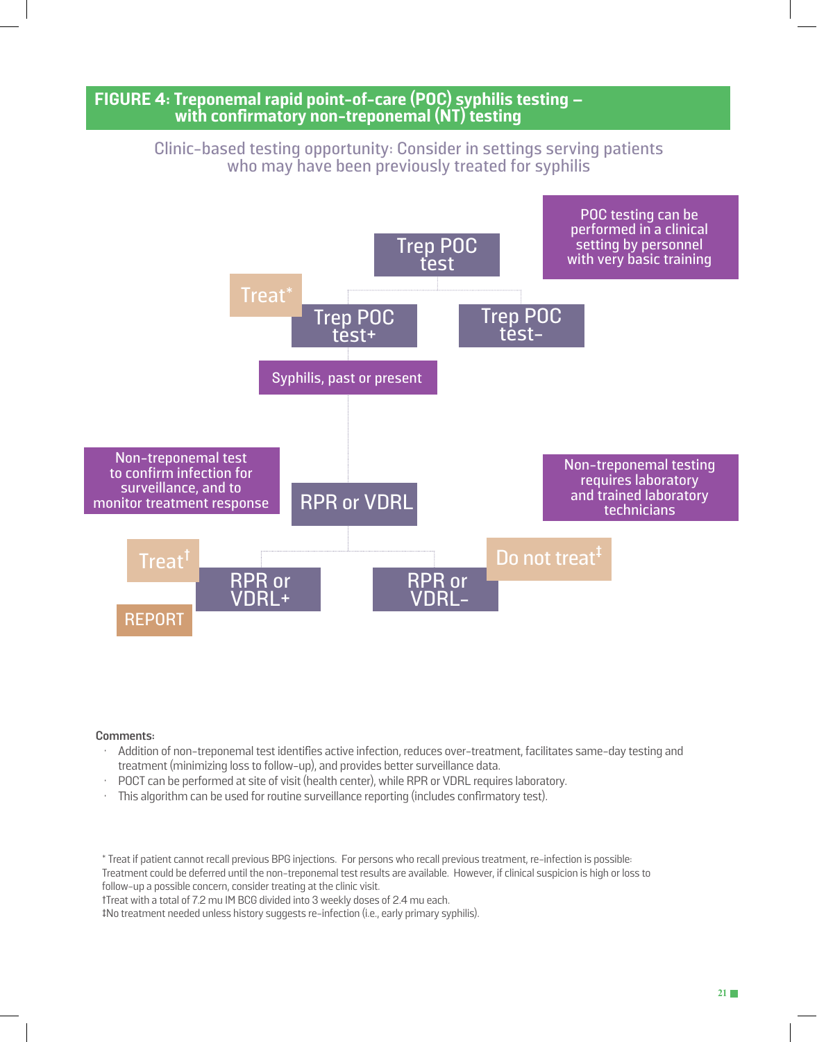## FIGURE 4: Treponemal rapid point-of-care (POC) syphilis testing – with confirmatory non-treponemal (NT) testing

Clinic-based testing opportunity: Consider in settings serving patients who may have been previously treated for syphilis

POC testing can be performed in a clinical setting by personnel with very basic training

- **Trep POC test**
  - **Trep POC test+** → Treat* → Syphilis, past or present
    - **RPR or VDRL**
      - **RPR or VDRL+** → Treat† → REPORT
      - **RPR or VDRL-** → Do not treat‡
  - **Trep POC test-**

Non-treponemal test to confirm infection for surveillance, and to monitor treatment response

Non-treponemal testing requires laboratory and trained laboratory technicians

**Comments:**

- Addition of non-treponemal test identifies active infection, reduces over-treatment, facilitates same-day testing and treatment (minimizing loss to follow-up), and provides better surveillance data.
- POCT can be performed at site of visit (health center), while RPR or VDRL requires laboratory.
- This algorithm can be used for routine surveillance reporting (includes confirmatory test).

\* Treat if patient cannot recall previous BPG injections. For persons who recall previous treatment, re-infection is possible: Treatment could be deferred until the non-treponemal test results are available. However, if clinical suspicion is high or loss to follow-up a possible concern, consider treating at the clinic visit.

†Treat with a total of 7.2 mu IM BCG divided into 3 weekly doses of 2.4 mu each.

‡No treatment needed unless history suggests re-infection (i.e., early primary syphilis).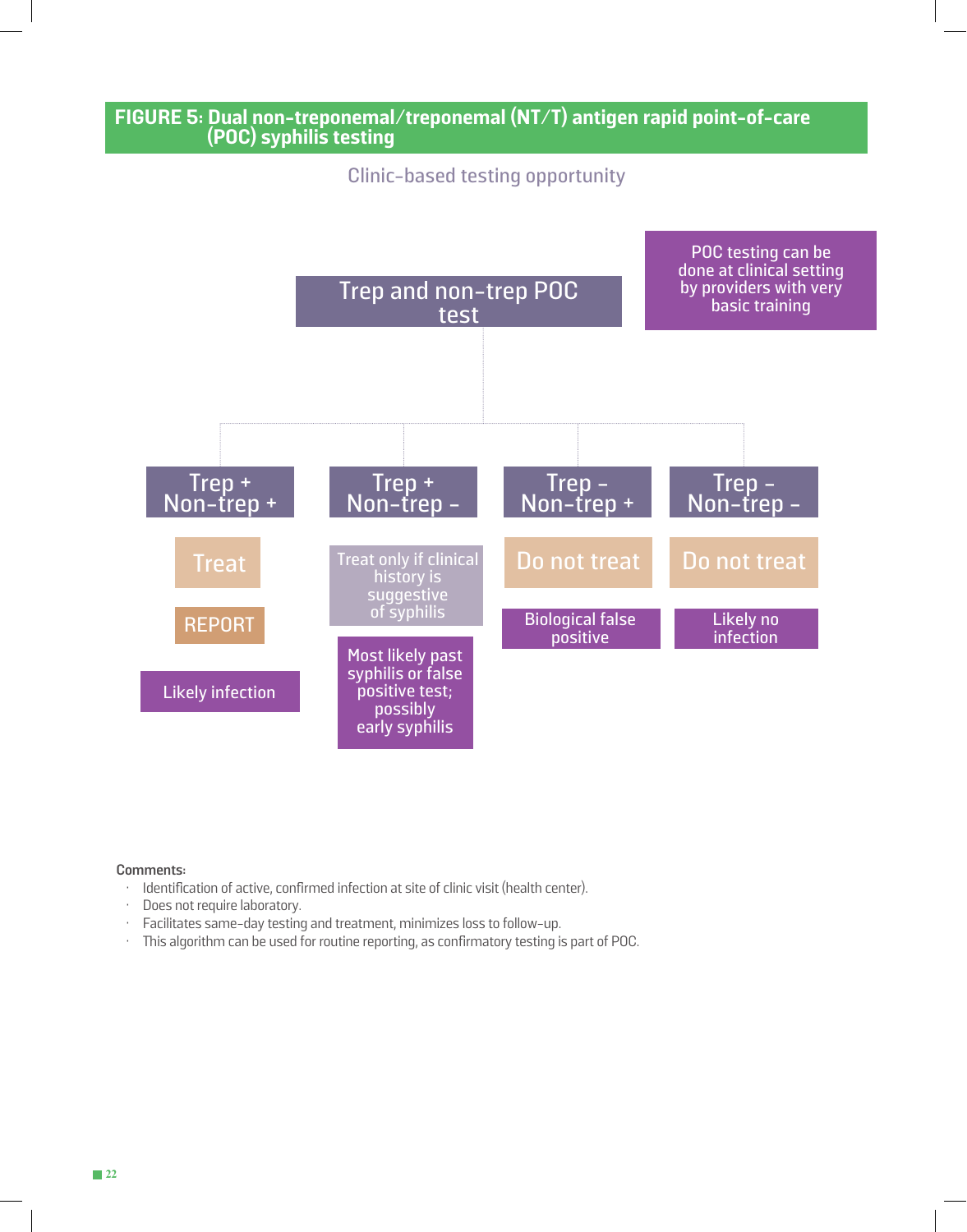**FIGURE 5: Dual non-treponemal/treponemal (NT/T) antigen rapid point-of-care (POC) syphilis testing**

Clinic-based testing opportunity

POC testing can be done at clinical setting by providers with very basic training

Trep and non-trep POC test

| Trep + Non-trep + | Trep + Non-trep – | Trep – Non-trep + | Trep – Non-trep – |
|---|---|---|---|
| Treat | Treat only if clinical history is suggestive of syphilis | Do not treat | Do not treat |
| REPORT | Most likely past syphilis or false positive test; possibly early syphilis | Biological false positive | Likely no infection |
| Likely infection | | | |

**Comments:**

- Identification of active, confirmed infection at site of clinic visit (health center).
- Does not require laboratory.
- Facilitates same-day testing and treatment, minimizes loss to follow-up.
- This algorithm can be used for routine reporting, as confirmatory testing is part of POC.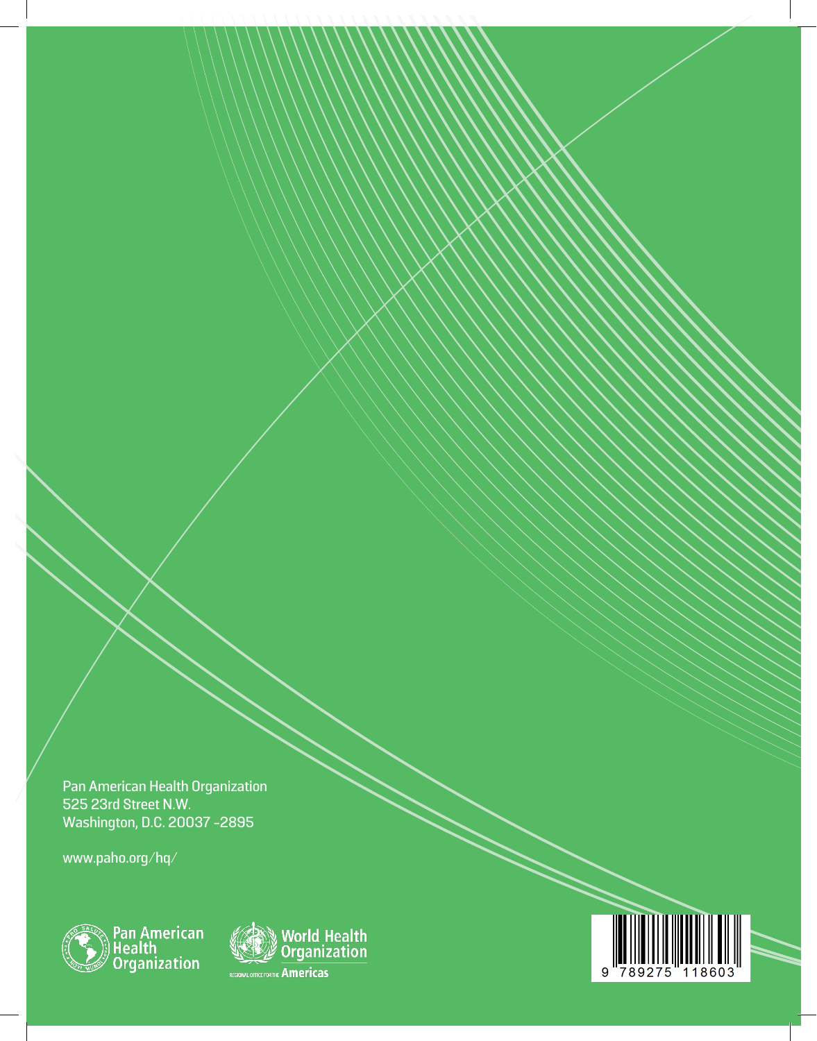Pan American Health Organization
525 23rd Street N.W.
Washington, D.C. 20037 -2895

www.paho.org/hq/

Pan American Health Organization

World Health Organization

REGIONAL OFFICE FOR THE Americas

9 789275 118603